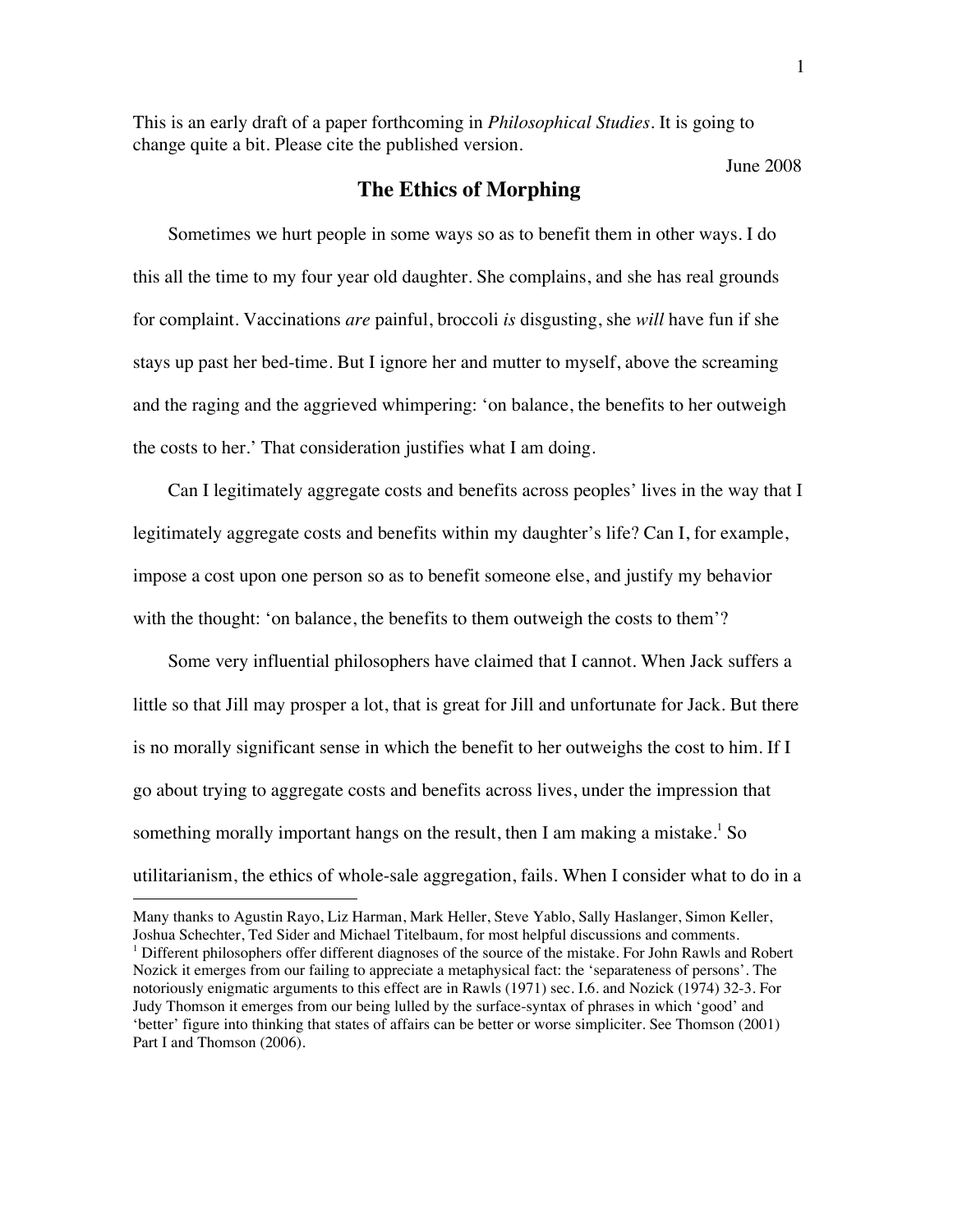This is an early draft of a paper forthcoming in *Philosophical Studies*. It is going to change quite a bit. Please cite the published version.

June 2008

# The Ethics of Morphing

Sometimes we hurt people in some ways so as to benefit them in other ways. I do this all the time to my four year old daughter. She complains, and she has real grounds for complaint. Vaccinations *are* painful, broccoli *is* disgusting, she *will* have fun if she stays up past her bed-time. But I ignore her and mutter to myself, above the screaming and the raging and the aggrieved whimpering: 'on balance, the benefits to her outweigh the costs to her.' That consideration justifies what I am doing.

Can I legitimately aggregate costs and benefits across peoples' lives in the way that I legitimately aggregate costs and benefits within my daughter's life? Can I, for example, impose a cost upon one person so as to benefit someone else, and justify my behavior with the thought: 'on balance, the benefits to them outweigh the costs to them'?

Some very influential philosophers have claimed that I cannot. When Jack suffers a little so that Jill may prosper a lot, that is great for Jill and unfortunate for Jack. But there is no morally significant sense in which the benefit to her outweighs the cost to him. If I go about trying to aggregate costs and benefits across lives, under the impression that something morally important hangs on the result, then I am making a mistake.[1] So utilitarianism, the ethics of whole-sale aggregation, fails. When I consider what to do in a

---

Many thanks to Agustin Rayo, Liz Harman, Mark Heller, Steve Yablo, Sally Haslanger, Simon Keller, Joshua Schechter, Ted Sider and Michael Titelbaum, for most helpful discussions and comments.

[1] Different philosophers offer different diagnoses of the source of the mistake. For John Rawls and Robert Nozick it emerges from our failing to appreciate a metaphysical fact: the 'separateness of persons'. The notoriously enigmatic arguments to this effect are in Rawls (1971) sec. I.6. and Nozick (1974) 32-3. For Judy Thomson it emerges from our being lulled by the surface-syntax of phrases in which 'good' and 'better' figure into thinking that states of affairs can be better or worse simpliciter. See Thomson (2001) Part I and Thomson (2006).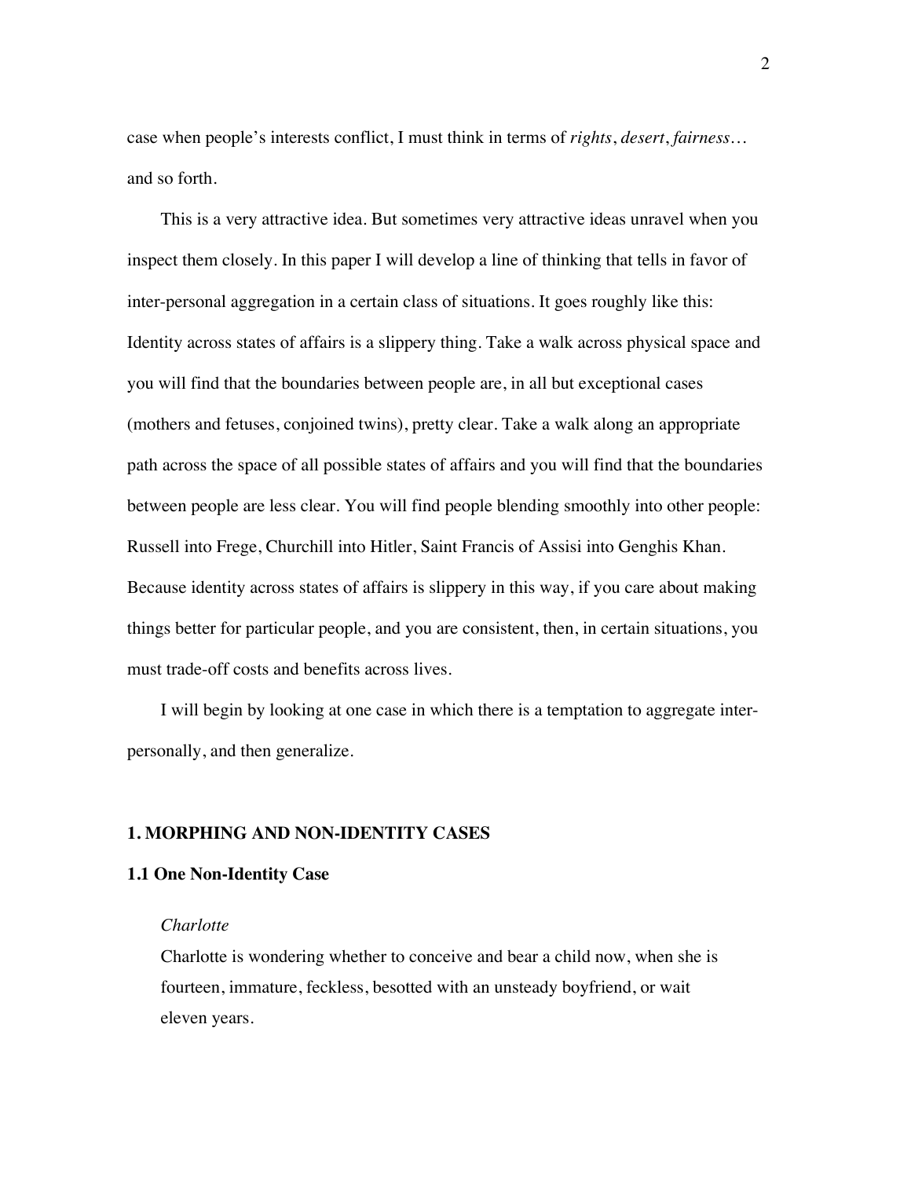case when people's interests conflict, I must think in terms of *rights*, *desert*, *fairness*… and so forth.

This is a very attractive idea. But sometimes very attractive ideas unravel when you inspect them closely. In this paper I will develop a line of thinking that tells in favor of inter-personal aggregation in a certain class of situations. It goes roughly like this: Identity across states of affairs is a slippery thing. Take a walk across physical space and you will find that the boundaries between people are, in all but exceptional cases (mothers and fetuses, conjoined twins), pretty clear. Take a walk along an appropriate path across the space of all possible states of affairs and you will find that the boundaries between people are less clear. You will find people blending smoothly into other people: Russell into Frege, Churchill into Hitler, Saint Francis of Assisi into Genghis Khan. Because identity across states of affairs is slippery in this way, if you care about making things better for particular people, and you are consistent, then, in certain situations, you must trade-off costs and benefits across lives.

I will begin by looking at one case in which there is a temptation to aggregate inter-personally, and then generalize.

## 1. MORPHING AND NON-IDENTITY CASES

### 1.1 One Non-Identity Case

> *Charlotte*
>
> Charlotte is wondering whether to conceive and bear a child now, when she is fourteen, immature, feckless, besotted with an unsteady boyfriend, or wait eleven years.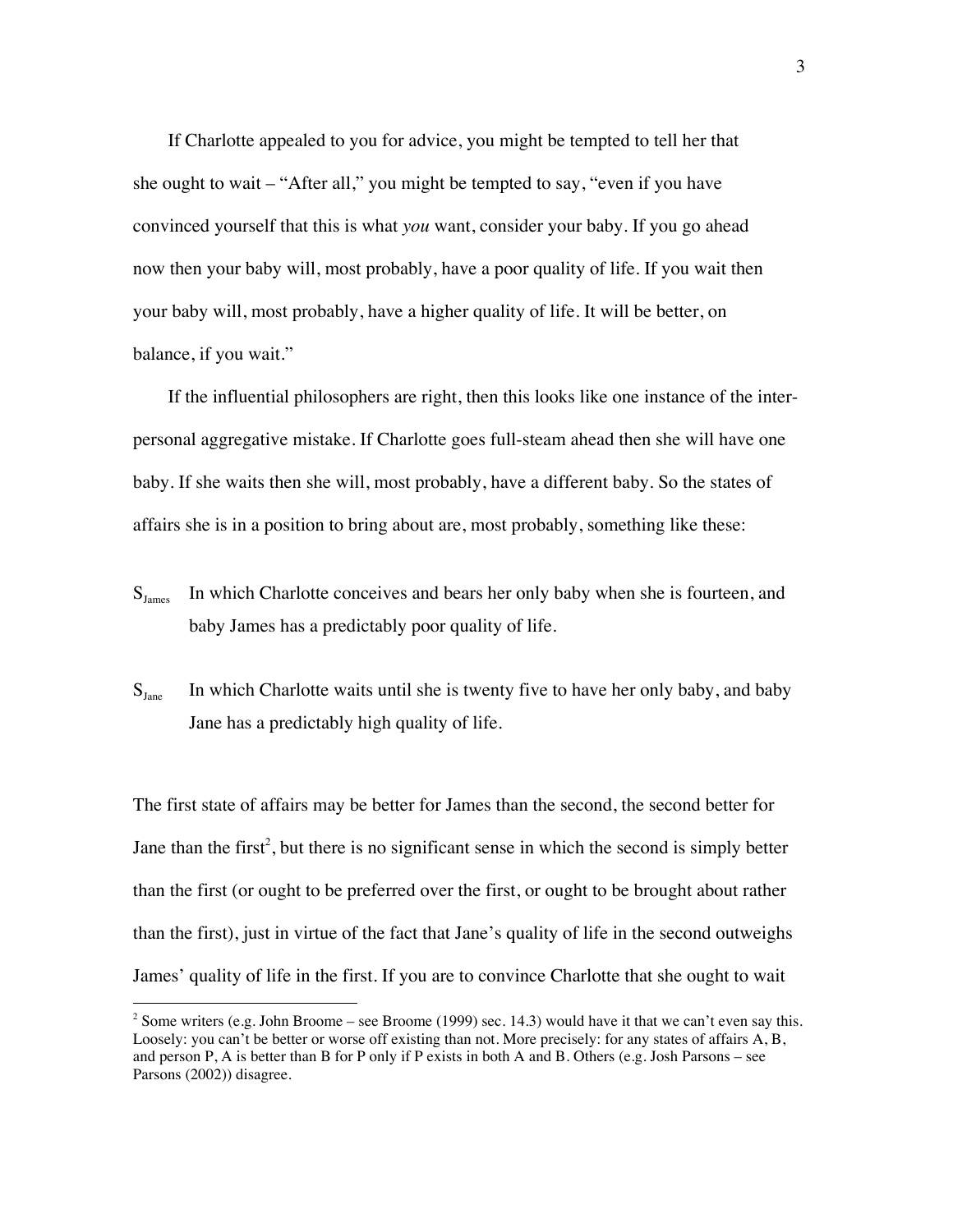If Charlotte appealed to you for advice, you might be tempted to tell her that she ought to wait – "After all," you might be tempted to say, "even if you have convinced yourself that this is what *you* want, consider your baby. If you go ahead now then your baby will, most probably, have a poor quality of life. If you wait then your baby will, most probably, have a higher quality of life. It will be better, on balance, if you wait."

If the influential philosophers are right, then this looks like one instance of the inter-personal aggregative mistake. If Charlotte goes full-steam ahead then she will have one baby. If she waits then she will, most probably, have a different baby. So the states of affairs she is in a position to bring about are, most probably, something like these:

$S_{James}$ In which Charlotte conceives and bears her only baby when she is fourteen, and baby James has a predictably poor quality of life.

$S_{Jane}$ In which Charlotte waits until she is twenty five to have her only baby, and baby Jane has a predictably high quality of life.

The first state of affairs may be better for James than the second, the second better for Jane than the first[2], but there is no significant sense in which the second is simply better than the first (or ought to be preferred over the first, or ought to be brought about rather than the first), just in virtue of the fact that Jane's quality of life in the second outweighs James' quality of life in the first. If you are to convince Charlotte that she ought to wait

---

[2] Some writers (e.g. John Broome – see Broome (1999) sec. 14.3) would have it that we can't even say this. Loosely: you can't be better or worse off existing than not. More precisely: for any states of affairs A, B, and person P, A is better than B for P only if P exists in both A and B. Others (e.g. Josh Parsons – see Parsons (2002)) disagree.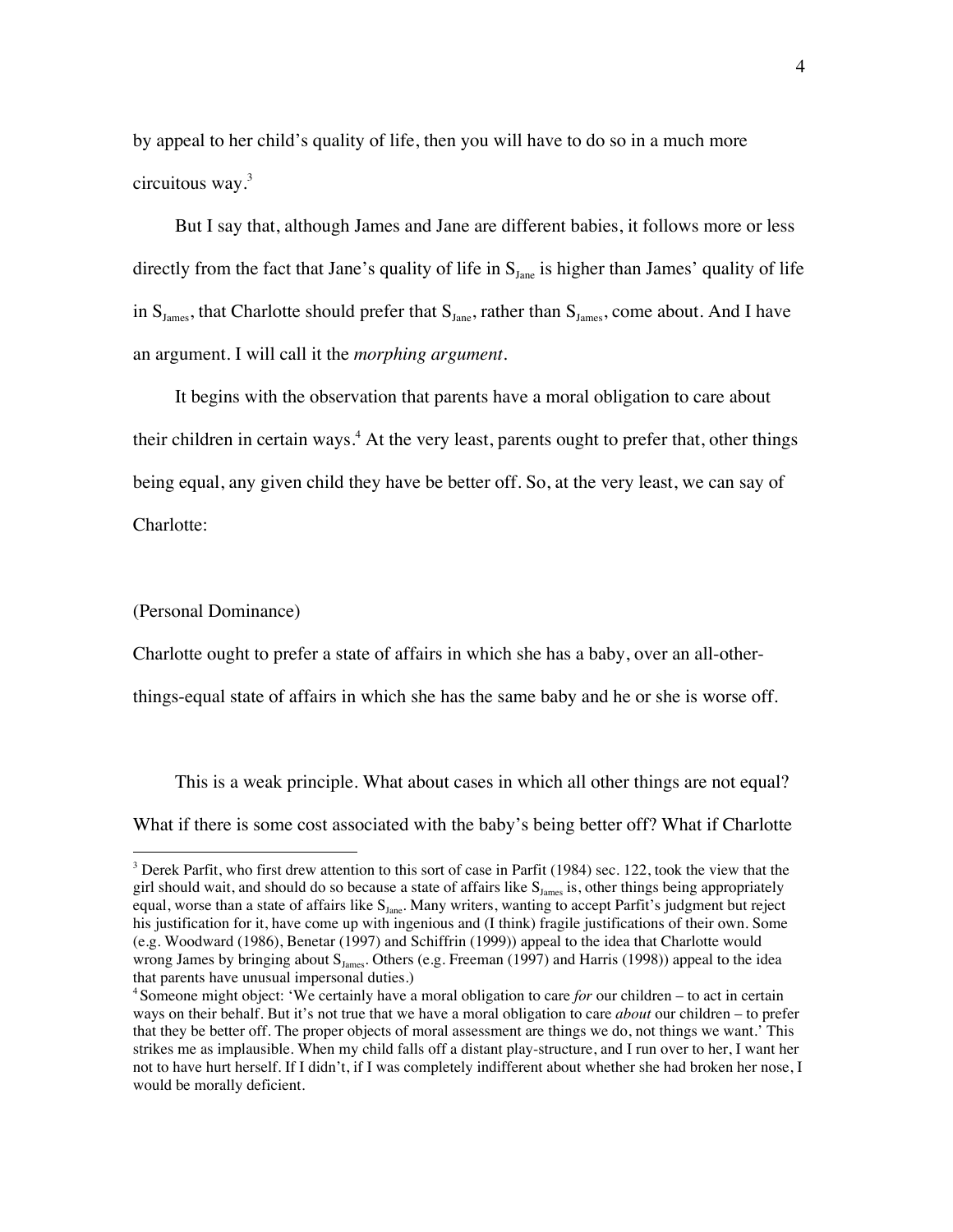by appeal to her child's quality of life, then you will have to do so in a much more circuitous way.[3]

But I say that, although James and Jane are different babies, it follows more or less directly from the fact that Jane's quality of life in $S_{Jane}$ is higher than James' quality of life in $S_{James}$, that Charlotte should prefer that $S_{Jane}$, rather than $S_{James}$, come about. And I have an argument. I will call it the *morphing argument*.

It begins with the observation that parents have a moral obligation to care about their children in certain ways.[4] At the very least, parents ought to prefer that, other things being equal, any given child they have be better off. So, at the very least, we can say of Charlotte:

(Personal Dominance)

Charlotte ought to prefer a state of affairs in which she has a baby, over an all-other-things-equal state of affairs in which she has the same baby and he or she is worse off.

This is a weak principle. What about cases in which all other things are not equal? What if there is some cost associated with the baby's being better off? What if Charlotte

---

[3] Derek Parfit, who first drew attention to this sort of case in Parfit (1984) sec. 122, took the view that the girl should wait, and should do so because a state of affairs like $S_{James}$ is, other things being appropriately equal, worse than a state of affairs like $S_{Jane}$. Many writers, wanting to accept Parfit's judgment but reject his justification for it, have come up with ingenious and (I think) fragile justifications of their own. Some (e.g. Woodward (1986), Benetar (1997) and Schiffrin (1999)) appeal to the idea that Charlotte would wrong James by bringing about $S_{James}$. Others (e.g. Freeman (1997) and Harris (1998)) appeal to the idea that parents have unusual impersonal duties.)

[4] Someone might object: 'We certainly have a moral obligation to care *for* our children – to act in certain ways on their behalf. But it's not true that we have a moral obligation to care *about* our children – to prefer that they be better off. The proper objects of moral assessment are things we do, not things we want.' This strikes me as implausible. When my child falls off a distant play-structure, and I run over to her, I want her not to have hurt herself. If I didn't, if I was completely indifferent about whether she had broken her nose, I would be morally deficient.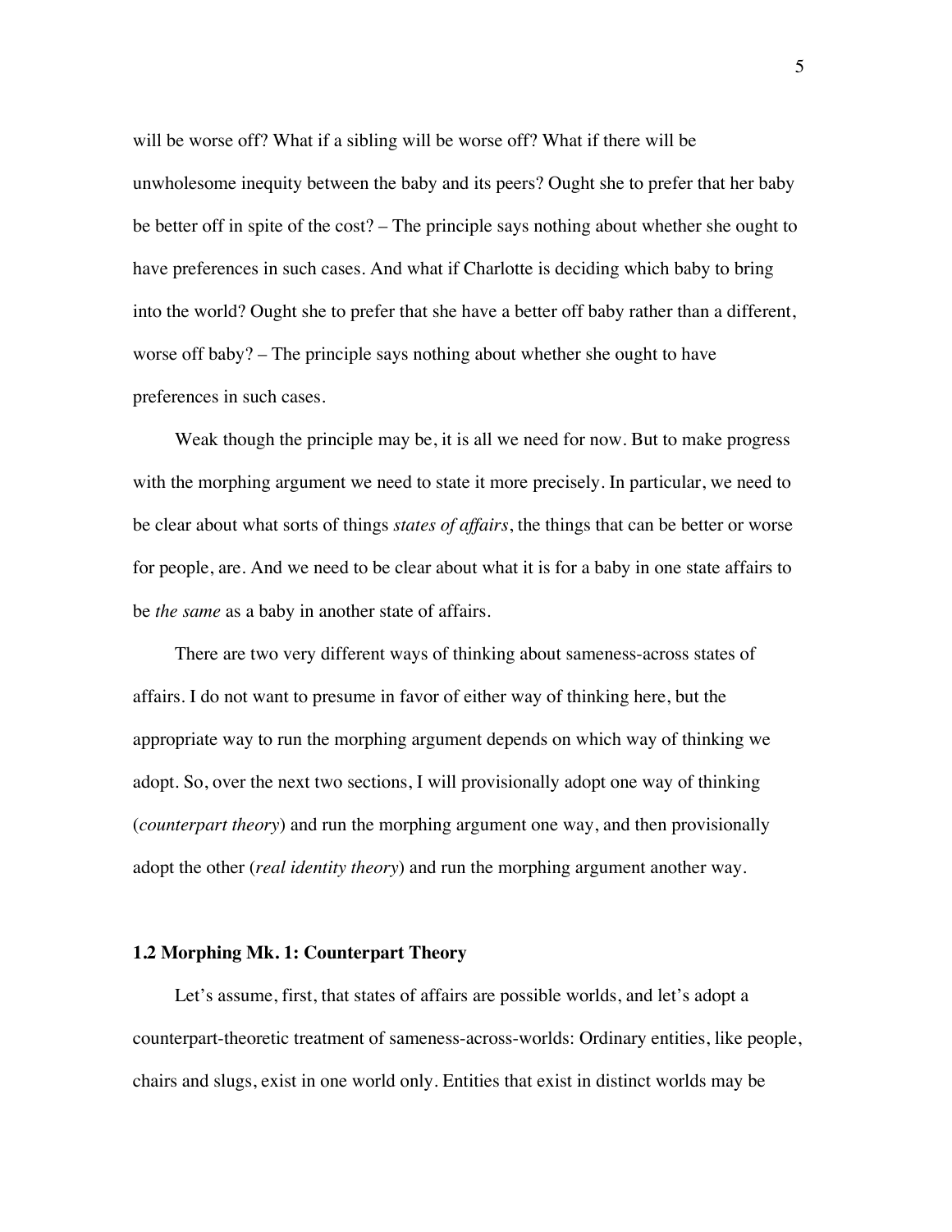will be worse off? What if a sibling will be worse off? What if there will be unwholesome inequity between the baby and its peers? Ought she to prefer that her baby be better off in spite of the cost? – The principle says nothing about whether she ought to have preferences in such cases. And what if Charlotte is deciding which baby to bring into the world? Ought she to prefer that she have a better off baby rather than a different, worse off baby? – The principle says nothing about whether she ought to have preferences in such cases.

Weak though the principle may be, it is all we need for now. But to make progress with the morphing argument we need to state it more precisely. In particular, we need to be clear about what sorts of things *states of affairs*, the things that can be better or worse for people, are. And we need to be clear about what it is for a baby in one state affairs to be *the same* as a baby in another state of affairs.

There are two very different ways of thinking about sameness-across states of affairs. I do not want to presume in favor of either way of thinking here, but the appropriate way to run the morphing argument depends on which way of thinking we adopt. So, over the next two sections, I will provisionally adopt one way of thinking (*counterpart theory*) and run the morphing argument one way, and then provisionally adopt the other (*real identity theory*) and run the morphing argument another way.

### 1.2 Morphing Mk. 1: Counterpart Theory

Let's assume, first, that states of affairs are possible worlds, and let's adopt a counterpart-theoretic treatment of sameness-across-worlds: Ordinary entities, like people, chairs and slugs, exist in one world only. Entities that exist in distinct worlds may be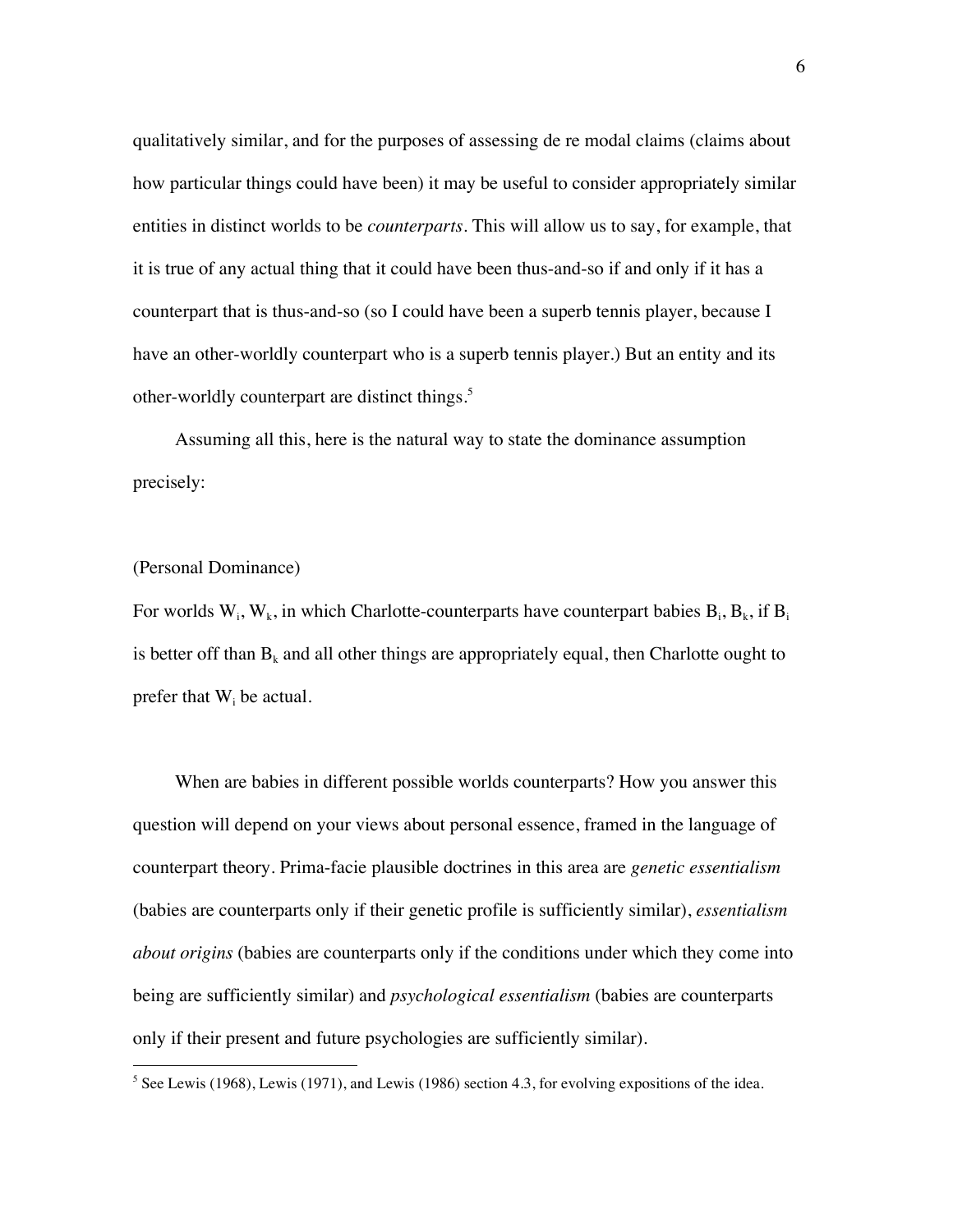qualitatively similar, and for the purposes of assessing de re modal claims (claims about how particular things could have been) it may be useful to consider appropriately similar entities in distinct worlds to be *counterparts*. This will allow us to say, for example, that it is true of any actual thing that it could have been thus-and-so if and only if it has a counterpart that is thus-and-so (so I could have been a superb tennis player, because I have an other-worldly counterpart who is a superb tennis player.) But an entity and its other-worldly counterpart are distinct things.[5]

Assuming all this, here is the natural way to state the dominance assumption precisely:

(Personal Dominance)

For worlds $W_i$, $W_k$, in which Charlotte-counterparts have counterpart babies $B_i$, $B_k$, if $B_i$ is better off than $B_k$ and all other things are appropriately equal, then Charlotte ought to prefer that $W_i$ be actual.

When are babies in different possible worlds counterparts? How you answer this question will depend on your views about personal essence, framed in the language of counterpart theory. Prima-facie plausible doctrines in this area are *genetic essentialism* (babies are counterparts only if their genetic profile is sufficiently similar), *essentialism about origins* (babies are counterparts only if the conditions under which they come into being are sufficiently similar) and *psychological essentialism* (babies are counterparts only if their present and future psychologies are sufficiently similar).

[5] See Lewis (1968), Lewis (1971), and Lewis (1986) section 4.3, for evolving expositions of the idea.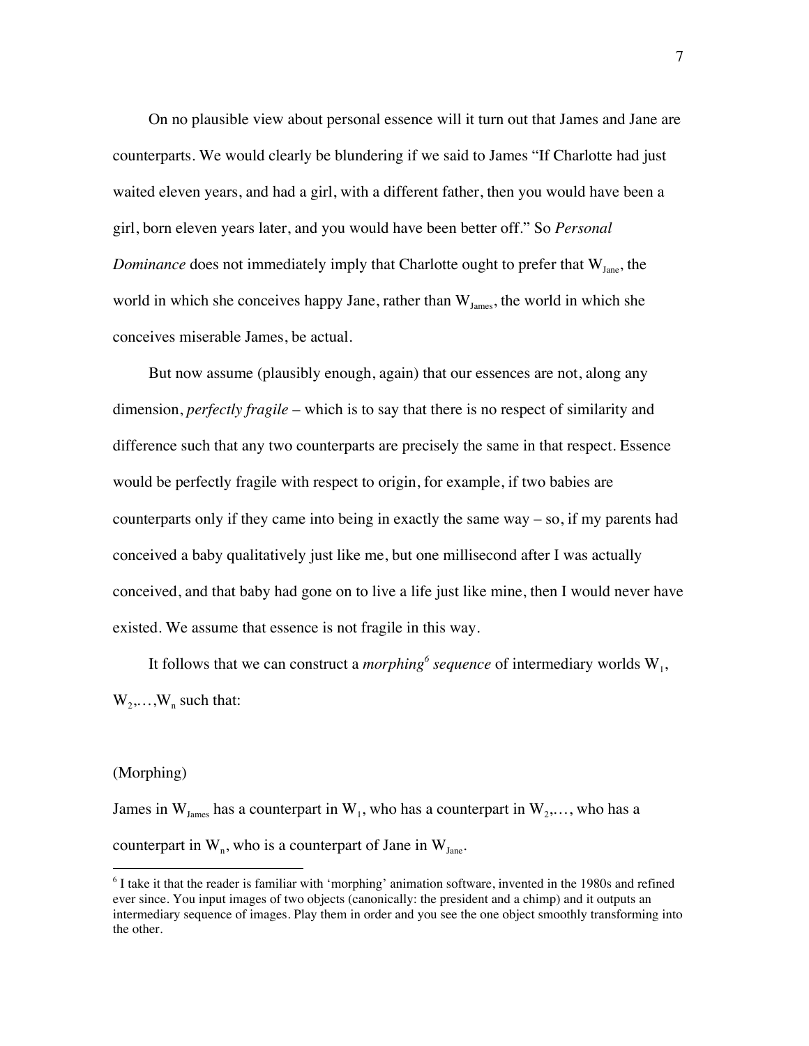On no plausible view about personal essence will it turn out that James and Jane are counterparts. We would clearly be blundering if we said to James "If Charlotte had just waited eleven years, and had a girl, with a different father, then you would have been a girl, born eleven years later, and you would have been better off." So *Personal Dominance* does not immediately imply that Charlotte ought to prefer that $W_{Jane}$, the world in which she conceives happy Jane, rather than $W_{James}$, the world in which she conceives miserable James, be actual.

But now assume (plausibly enough, again) that our essences are not, along any dimension, *perfectly fragile* – which is to say that there is no respect of similarity and difference such that any two counterparts are precisely the same in that respect. Essence would be perfectly fragile with respect to origin, for example, if two babies are counterparts only if they came into being in exactly the same way – so, if my parents had conceived a baby qualitatively just like me, but one millisecond after I was actually conceived, and that baby had gone on to live a life just like mine, then I would never have existed. We assume that essence is not fragile in this way.

It follows that we can construct a *morphing*[6] *sequence* of intermediary worlds $W_1$, $W_2$,…,$W_n$ such that:

(Morphing)

James in $W_{James}$ has a counterpart in $W_1$, who has a counterpart in $W_2$,…, who has a counterpart in $W_n$, who is a counterpart of Jane in $W_{Jane}$.

---

[6] I take it that the reader is familiar with 'morphing' animation software, invented in the 1980s and refined ever since. You input images of two objects (canonically: the president and a chimp) and it outputs an intermediary sequence of images. Play them in order and you see the one object smoothly transforming into the other.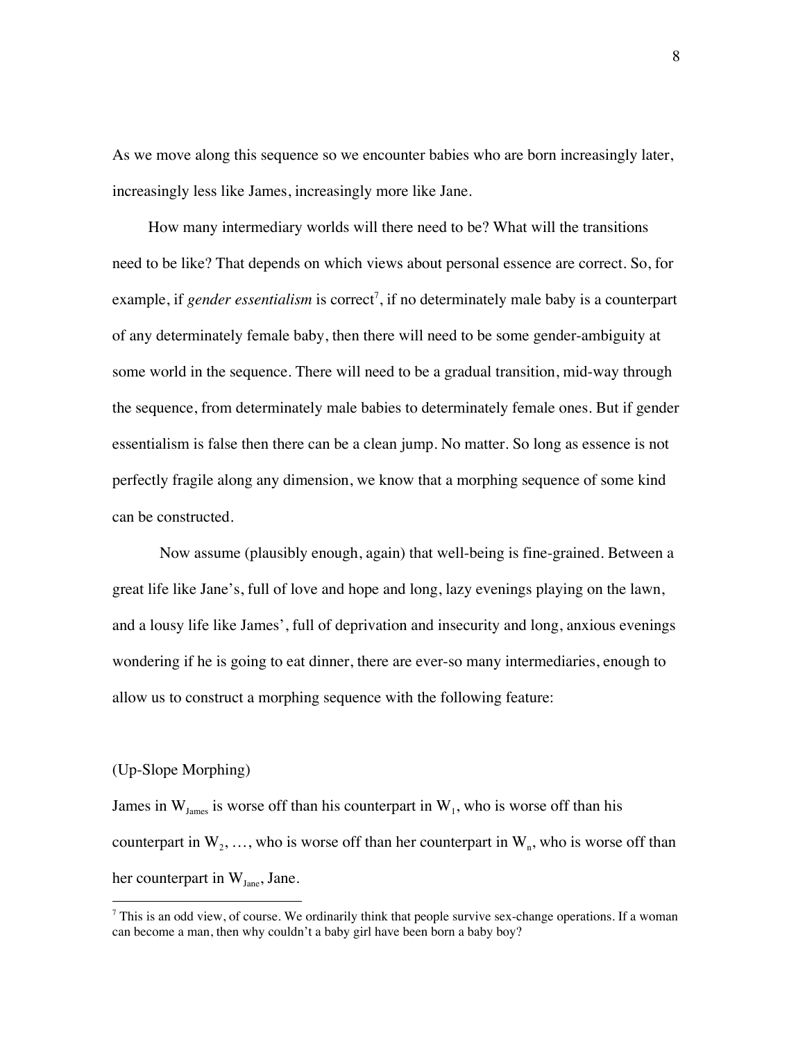As we move along this sequence so we encounter babies who are born increasingly later, increasingly less like James, increasingly more like Jane.

How many intermediary worlds will there need to be? What will the transitions need to be like? That depends on which views about personal essence are correct. So, for example, if *gender essentialism* is correct[7], if no determinately male baby is a counterpart of any determinately female baby, then there will need to be some gender-ambiguity at some world in the sequence. There will need to be a gradual transition, mid-way through the sequence, from determinately male babies to determinately female ones. But if gender essentialism is false then there can be a clean jump. No matter. So long as essence is not perfectly fragile along any dimension, we know that a morphing sequence of some kind can be constructed.

Now assume (plausibly enough, again) that well-being is fine-grained. Between a great life like Jane's, full of love and hope and long, lazy evenings playing on the lawn, and a lousy life like James', full of deprivation and insecurity and long, anxious evenings wondering if he is going to eat dinner, there are ever-so many intermediaries, enough to allow us to construct a morphing sequence with the following feature:

(Up-Slope Morphing)

James in $W_{James}$ is worse off than his counterpart in $W_1$, who is worse off than his counterpart in $W_2$, …, who is worse off than her counterpart in $W_n$, who is worse off than her counterpart in $W_{Jane}$, Jane.

[7] This is an odd view, of course. We ordinarily think that people survive sex-change operations. If a woman can become a man, then why couldn't a baby girl have been born a baby boy?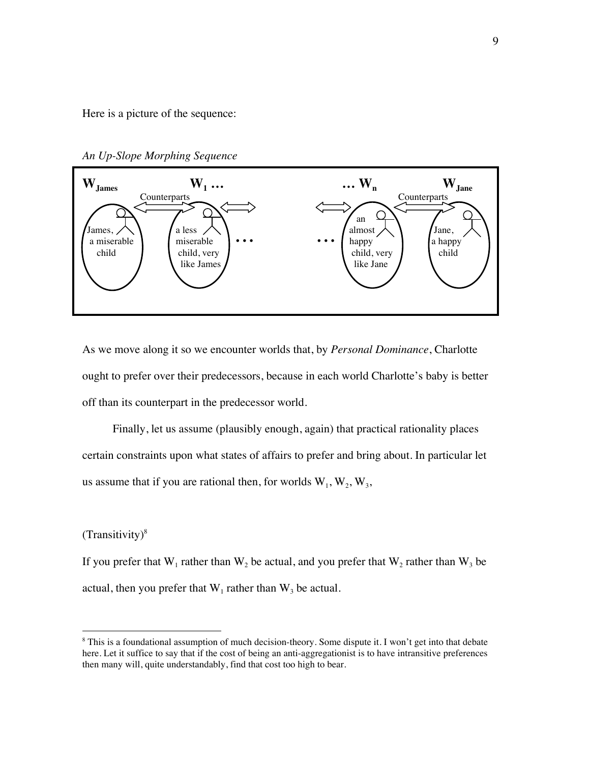Here is a picture of the sequence:

*An Up-Slope Morphing Sequence*

$\mathbf{W_{James}}$ — James, a miserable child
⟷ Counterparts ⟷
$\mathbf{W_1}$ … — a less miserable child, very like James
…
… $\mathbf{W_n}$ — an almost happy child, very like Jane
⟷ Counterparts ⟷
$\mathbf{W_{Jane}}$ — Jane, a happy child

As we move along it so we encounter worlds that, by *Personal Dominance*, Charlotte ought to prefer over their predecessors, because in each world Charlotte's baby is better off than its counterpart in the predecessor world.

Finally, let us assume (plausibly enough, again) that practical rationality places certain constraints upon what states of affairs to prefer and bring about. In particular let us assume that if you are rational then, for worlds $W_1$, $W_2$, $W_3$,

(Transitivity)[8]

If you prefer that $W_1$ rather than $W_2$ be actual, and you prefer that $W_2$ rather than $W_3$ be actual, then you prefer that $W_1$ rather than $W_3$ be actual.

---

[8] This is a foundational assumption of much decision-theory. Some dispute it. I won't get into that debate here. Let it suffice to say that if the cost of being an anti-aggregationist is to have intransitive preferences then many will, quite understandably, find that cost too high to bear.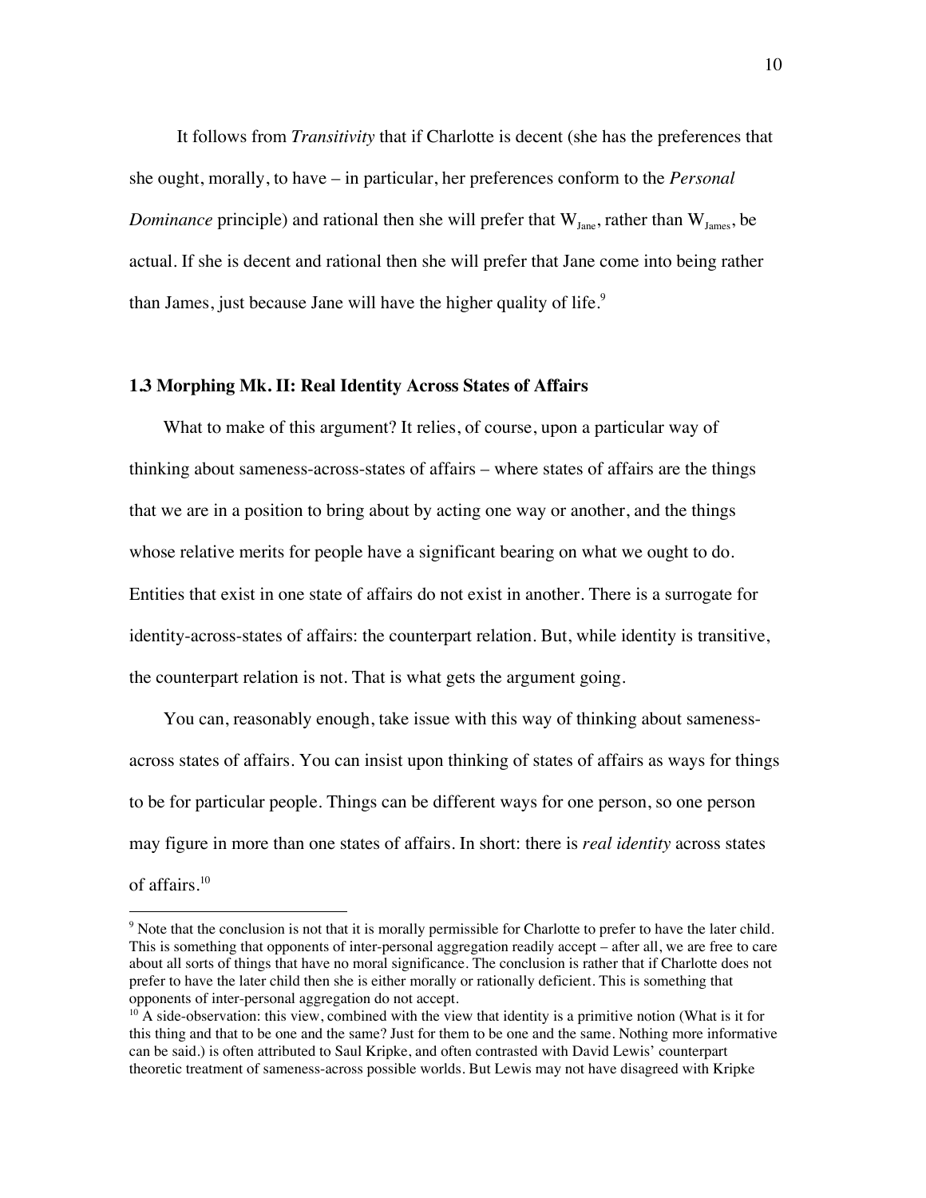It follows from *Transitivity* that if Charlotte is decent (she has the preferences that she ought, morally, to have – in particular, her preferences conform to the *Personal Dominance* principle) and rational then she will prefer that $W_{Jane}$, rather than $W_{James}$, be actual. If she is decent and rational then she will prefer that Jane come into being rather than James, just because Jane will have the higher quality of life.[9]

### 1.3 Morphing Mk. II: Real Identity Across States of Affairs

What to make of this argument? It relies, of course, upon a particular way of thinking about sameness-across-states of affairs – where states of affairs are the things that we are in a position to bring about by acting one way or another, and the things whose relative merits for people have a significant bearing on what we ought to do. Entities that exist in one state of affairs do not exist in another. There is a surrogate for identity-across-states of affairs: the counterpart relation. But, while identity is transitive, the counterpart relation is not. That is what gets the argument going.

You can, reasonably enough, take issue with this way of thinking about sameness-across states of affairs. You can insist upon thinking of states of affairs as ways for things to be for particular people. Things can be different ways for one person, so one person may figure in more than one states of affairs. In short: there is *real identity* across states of affairs.[10]

---

[9] Note that the conclusion is not that it is morally permissible for Charlotte to prefer to have the later child. This is something that opponents of inter-personal aggregation readily accept – after all, we are free to care about all sorts of things that have no moral significance. The conclusion is rather that if Charlotte does not prefer to have the later child then she is either morally or rationally deficient. This is something that opponents of inter-personal aggregation do not accept.

[10] A side-observation: this view, combined with the view that identity is a primitive notion (What is it for this thing and that to be one and the same? Just for them to be one and the same. Nothing more informative can be said.) is often attributed to Saul Kripke, and often contrasted with David Lewis' counterpart theoretic treatment of sameness-across possible worlds. But Lewis may not have disagreed with Kripke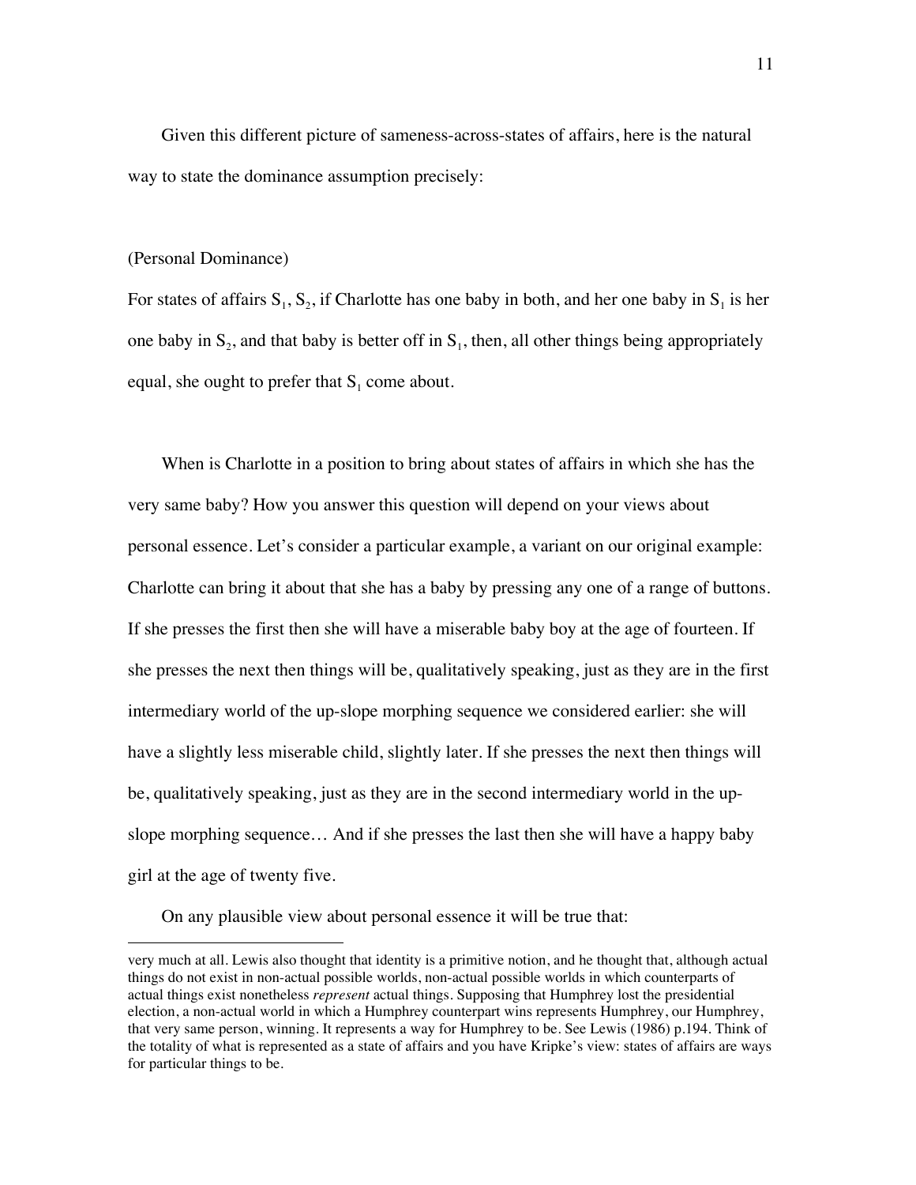Given this different picture of sameness-across-states of affairs, here is the natural way to state the dominance assumption precisely:

(Personal Dominance)

For states of affairs $S_1$, $S_2$, if Charlotte has one baby in both, and her one baby in $S_1$ is her one baby in $S_2$, and that baby is better off in $S_1$, then, all other things being appropriately equal, she ought to prefer that $S_1$ come about.

When is Charlotte in a position to bring about states of affairs in which she has the very same baby? How you answer this question will depend on your views about personal essence. Let's consider a particular example, a variant on our original example: Charlotte can bring it about that she has a baby by pressing any one of a range of buttons. If she presses the first then she will have a miserable baby boy at the age of fourteen. If she presses the next then things will be, qualitatively speaking, just as they are in the first intermediary world of the up-slope morphing sequence we considered earlier: she will have a slightly less miserable child, slightly later. If she presses the next then things will be, qualitatively speaking, just as they are in the second intermediary world in the up-slope morphing sequence… And if she presses the last then she will have a happy baby girl at the age of twenty five.

On any plausible view about personal essence it will be true that:

very much at all. Lewis also thought that identity is a primitive notion, and he thought that, although actual things do not exist in non-actual possible worlds, non-actual possible worlds in which counterparts of actual things exist nonetheless *represent* actual things. Supposing that Humphrey lost the presidential election, a non-actual world in which a Humphrey counterpart wins represents Humphrey, our Humphrey, that very same person, winning. It represents a way for Humphrey to be. See Lewis (1986) p.194. Think of the totality of what is represented as a state of affairs and you have Kripke's view: states of affairs are ways for particular things to be.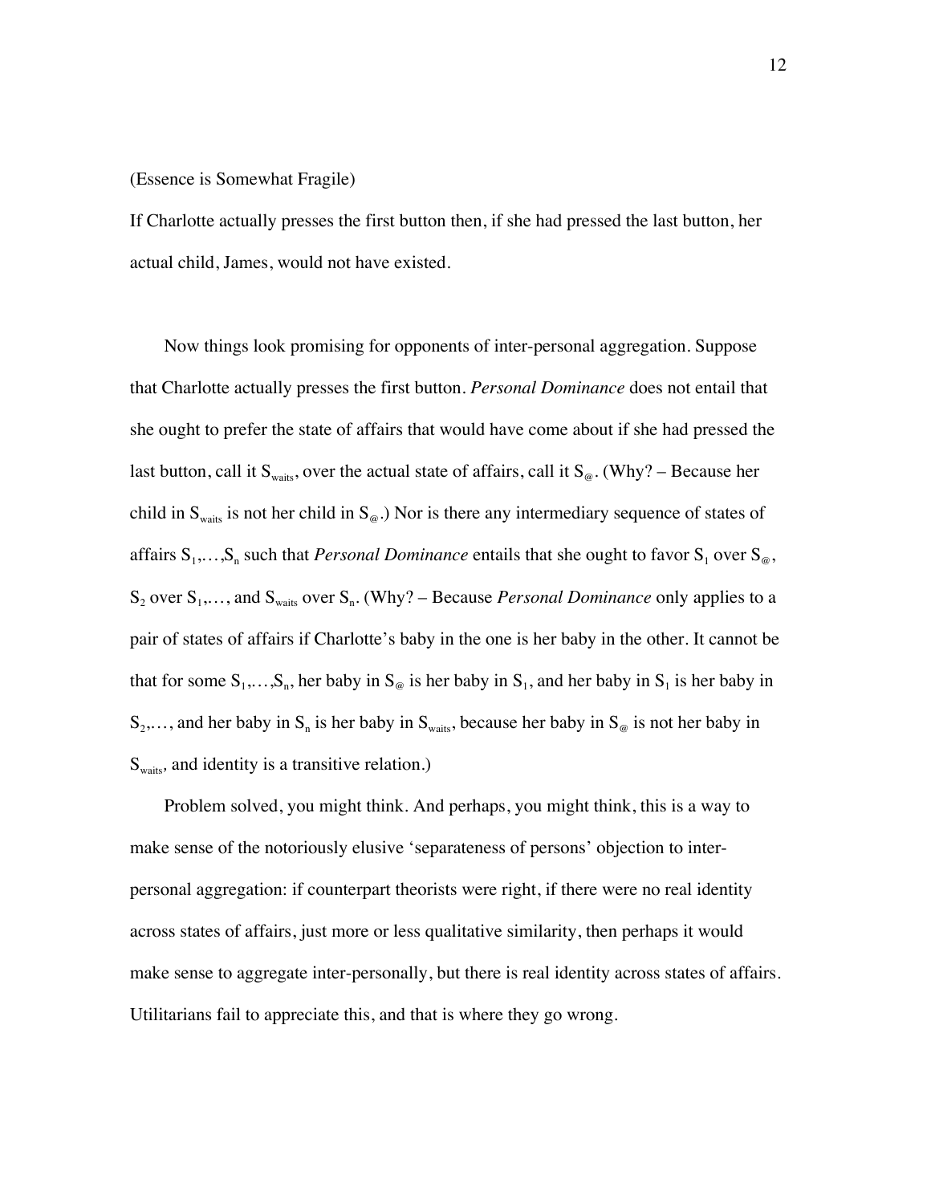(Essence is Somewhat Fragile)

If Charlotte actually presses the first button then, if she had pressed the last button, her actual child, James, would not have existed.

Now things look promising for opponents of inter-personal aggregation. Suppose that Charlotte actually presses the first button. *Personal Dominance* does not entail that she ought to prefer the state of affairs that would have come about if she had pressed the last button, call it $S_{waits}$, over the actual state of affairs, call it $S_{@}$. (Why? – Because her child in $S_{waits}$ is not her child in $S_{@}$.) Nor is there any intermediary sequence of states of affairs $S_1,\ldots,S_n$ such that *Personal Dominance* entails that she ought to favor $S_1$ over $S_{@}$, $S_2$ over $S_1,\ldots$, and $S_{waits}$ over $S_n$. (Why? – Because *Personal Dominance* only applies to a pair of states of affairs if Charlotte's baby in the one is her baby in the other. It cannot be that for some $S_1,\ldots,S_n$, her baby in $S_{@}$ is her baby in $S_1$, and her baby in $S_1$ is her baby in $S_2,\ldots$, and her baby in $S_n$ is her baby in $S_{waits}$, because her baby in $S_{@}$ is not her baby in $S_{waits}$, and identity is a transitive relation.)

Problem solved, you might think. And perhaps, you might think, this is a way to make sense of the notoriously elusive 'separateness of persons' objection to inter-personal aggregation: if counterpart theorists were right, if there were no real identity across states of affairs, just more or less qualitative similarity, then perhaps it would make sense to aggregate inter-personally, but there is real identity across states of affairs. Utilitarians fail to appreciate this, and that is where they go wrong.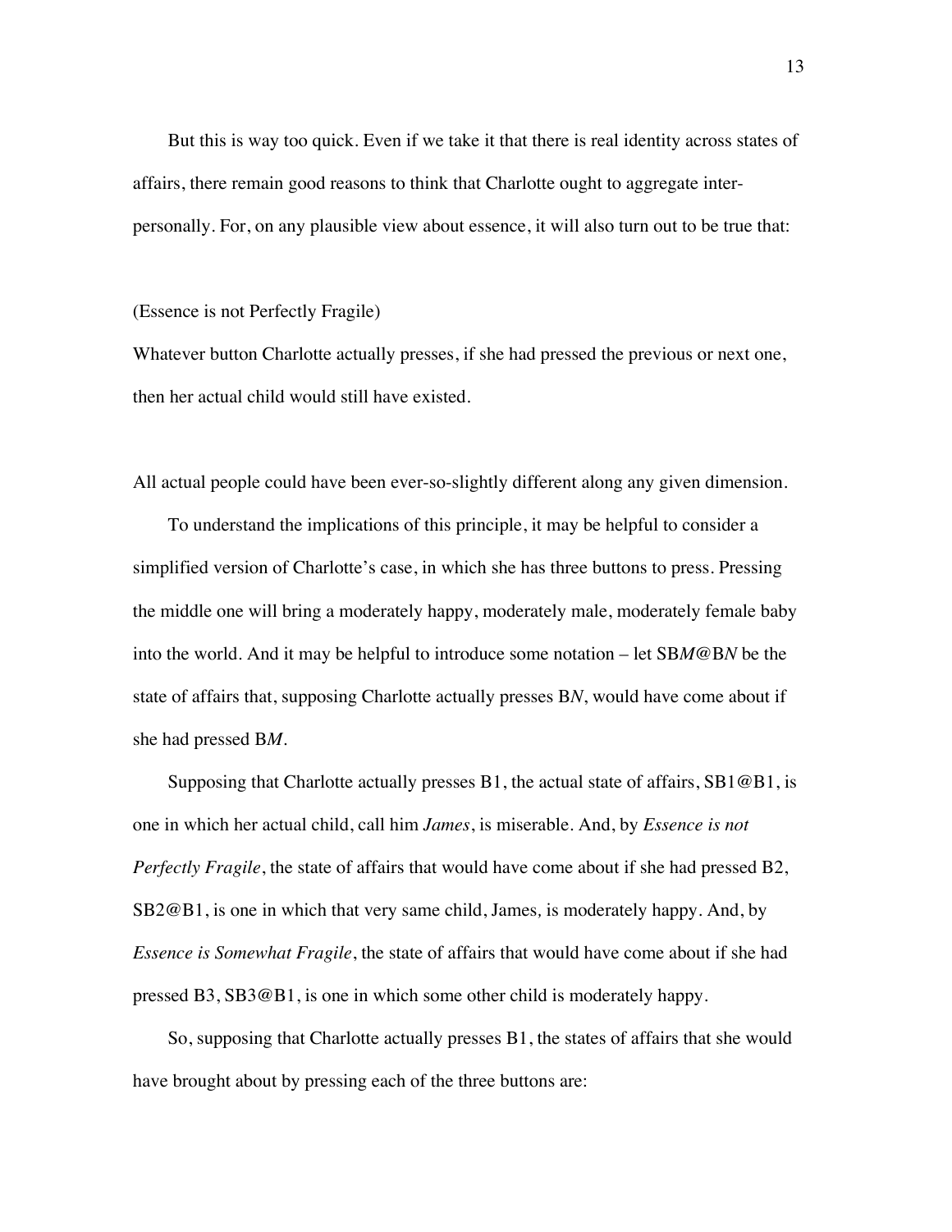But this is way too quick. Even if we take it that there is real identity across states of affairs, there remain good reasons to think that Charlotte ought to aggregate inter-personally. For, on any plausible view about essence, it will also turn out to be true that:

(Essence is not Perfectly Fragile)
Whatever button Charlotte actually presses, if she had pressed the previous or next one, then her actual child would still have existed.

All actual people could have been ever-so-slightly different along any given dimension.

To understand the implications of this principle, it may be helpful to consider a simplified version of Charlotte's case, in which she has three buttons to press. Pressing the middle one will bring a moderately happy, moderately male, moderately female baby into the world. And it may be helpful to introduce some notation – let SB*M*@B*N* be the state of affairs that, supposing Charlotte actually presses B*N*, would have come about if she had pressed B*M*.

Supposing that Charlotte actually presses B1, the actual state of affairs, SB1@B1, is one in which her actual child, call him *James*, is miserable. And, by *Essence is not Perfectly Fragile*, the state of affairs that would have come about if she had pressed B2, SB2@B1, is one in which that very same child, James, is moderately happy. And, by *Essence is Somewhat Fragile*, the state of affairs that would have come about if she had pressed B3, SB3@B1, is one in which some other child is moderately happy.

So, supposing that Charlotte actually presses B1, the states of affairs that she would have brought about by pressing each of the three buttons are: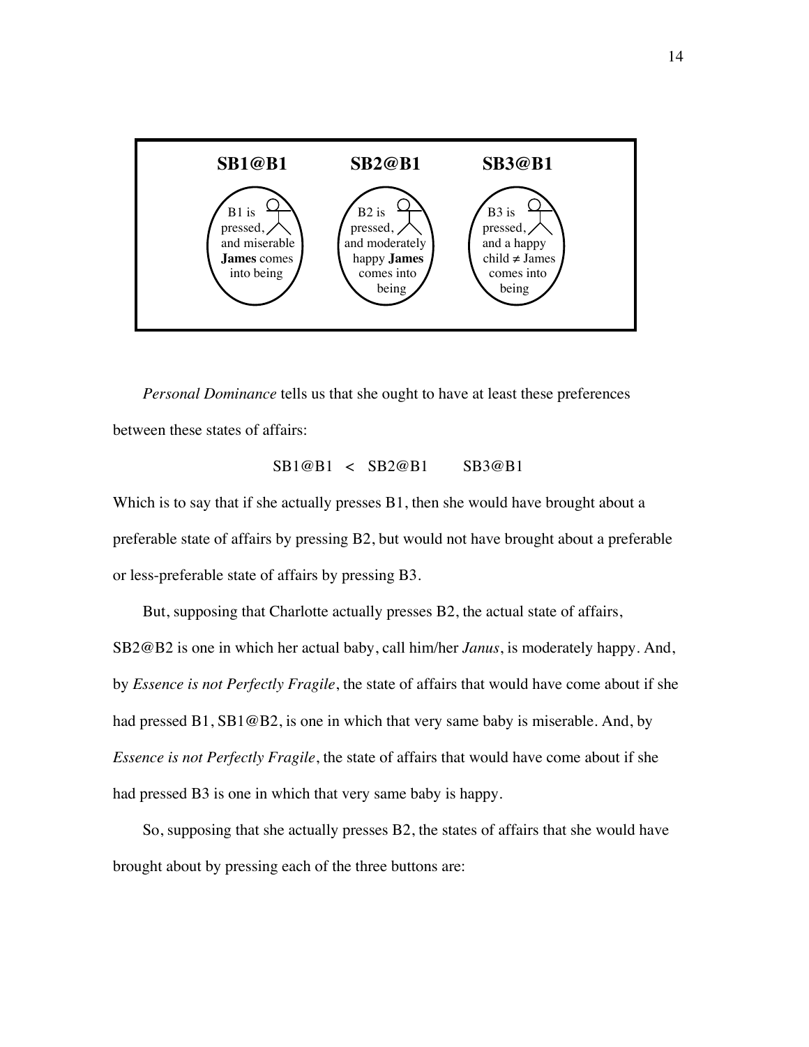| SB1@B1 | SB2@B1 | SB3@B1 |
|---|---|---|
| B1 is pressed, and miserable **James** comes into being | B2 is pressed, and moderately happy **James** comes into being | B3 is pressed, and a happy child ≠ James comes into being |

*Personal Dominance* tells us that she ought to have at least these preferences between these states of affairs:

SB1@B1 < SB2@B1 SB3@B1

Which is to say that if she actually presses B1, then she would have brought about a preferable state of affairs by pressing B2, but would not have brought about a preferable or less-preferable state of affairs by pressing B3.

But, supposing that Charlotte actually presses B2, the actual state of affairs, SB2@B2 is one in which her actual baby, call him/her *Janus*, is moderately happy. And, by *Essence is not Perfectly Fragile*, the state of affairs that would have come about if she had pressed B1, SB1@B2, is one in which that very same baby is miserable. And, by *Essence is not Perfectly Fragile*, the state of affairs that would have come about if she had pressed B3 is one in which that very same baby is happy.

So, supposing that she actually presses B2, the states of affairs that she would have brought about by pressing each of the three buttons are: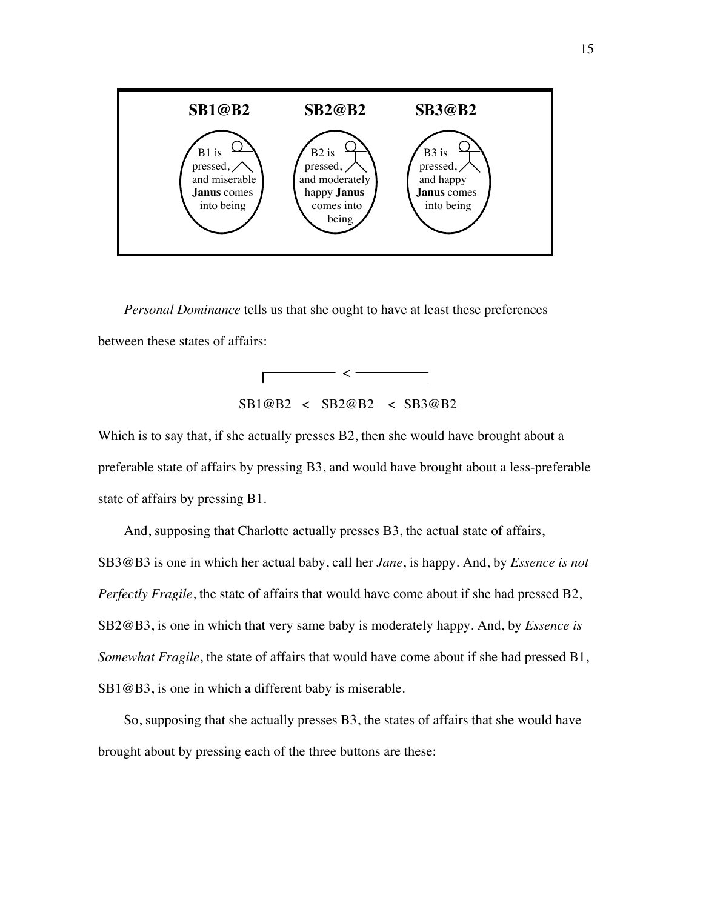| SB1@B2 | SB2@B2 | SB3@B2 |
| --- | --- | --- |
| B1 is pressed, and miserable **Janus** comes into being | B2 is pressed, and moderately happy **Janus** comes into being | B3 is pressed, and happy **Janus** comes into being |

*Personal Dominance* tells us that she ought to have at least these preferences between these states of affairs:

$$\text{SB1@B2} < \text{SB2@B2} < \text{SB3@B2} \quad (\text{and } \text{SB1@B2} < \text{SB3@B2})$$

Which is to say that, if she actually presses B2, then she would have brought about a preferable state of affairs by pressing B3, and would have brought about a less-preferable state of affairs by pressing B1.

And, supposing that Charlotte actually presses B3, the actual state of affairs, SB3@B3 is one in which her actual baby, call her *Jane*, is happy. And, by *Essence is not Perfectly Fragile*, the state of affairs that would have come about if she had pressed B2, SB2@B3, is one in which that very same baby is moderately happy. And, by *Essence is Somewhat Fragile*, the state of affairs that would have come about if she had pressed B1, SB1@B3, is one in which a different baby is miserable.

So, supposing that she actually presses B3, the states of affairs that she would have brought about by pressing each of the three buttons are these: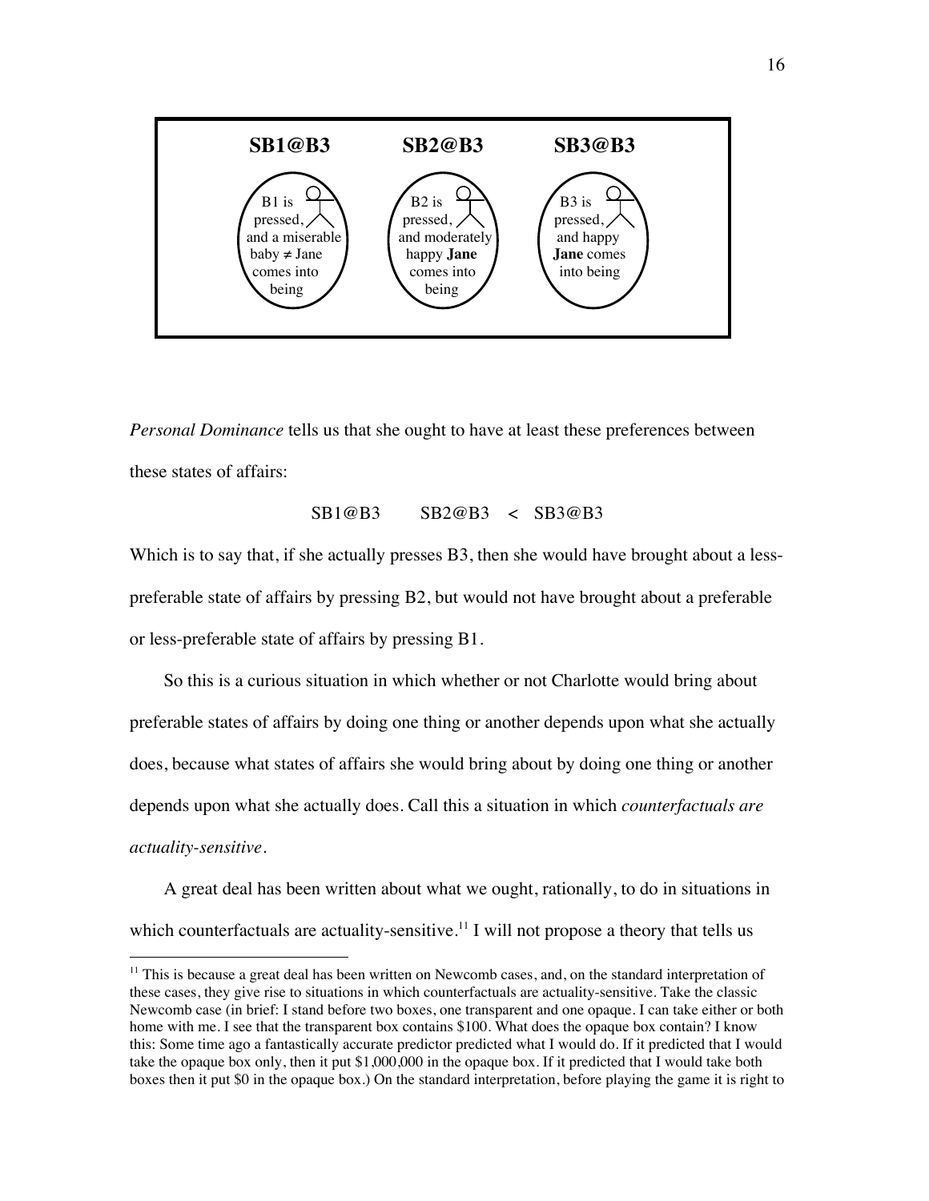**SB1@B3** — B1 is pressed, and a miserable baby ≠ Jane comes into being

**SB2@B3** — B2 is pressed, and moderately happy **Jane** comes into being

**SB3@B3** — B3 is pressed, and happy **Jane** comes into being

*Personal Dominance* tells us that she ought to have at least these preferences between these states of affairs:

SB1@B3     SB2@B3  <  SB3@B3

Which is to say that, if she actually presses B3, then she would have brought about a less-preferable state of affairs by pressing B2, but would not have brought about a preferable or less-preferable state of affairs by pressing B1.

So this is a curious situation in which whether or not Charlotte would bring about preferable states of affairs by doing one thing or another depends upon what she actually does, because what states of affairs she would bring about by doing one thing or another depends upon what she actually does. Call this a situation in which *counterfactuals are actuality-sensitive*.

A great deal has been written about what we ought, rationally, to do in situations in which counterfactuals are actuality-sensitive.[11] I will not propose a theory that tells us

[11] This is because a great deal has been written on Newcomb cases, and, on the standard interpretation of these cases, they give rise to situations in which counterfactuals are actuality-sensitive. Take the classic Newcomb case (in brief: I stand before two boxes, one transparent and one opaque. I can take either or both home with me. I see that the transparent box contains $100. What does the opaque box contain? I know this: Some time ago a fantastically accurate predictor predicted what I would do. If it predicted that I would take the opaque box only, then it put $1,000,000 in the opaque box. If it predicted that I would take both boxes then it put $0 in the opaque box.) On the standard interpretation, before playing the game it is right to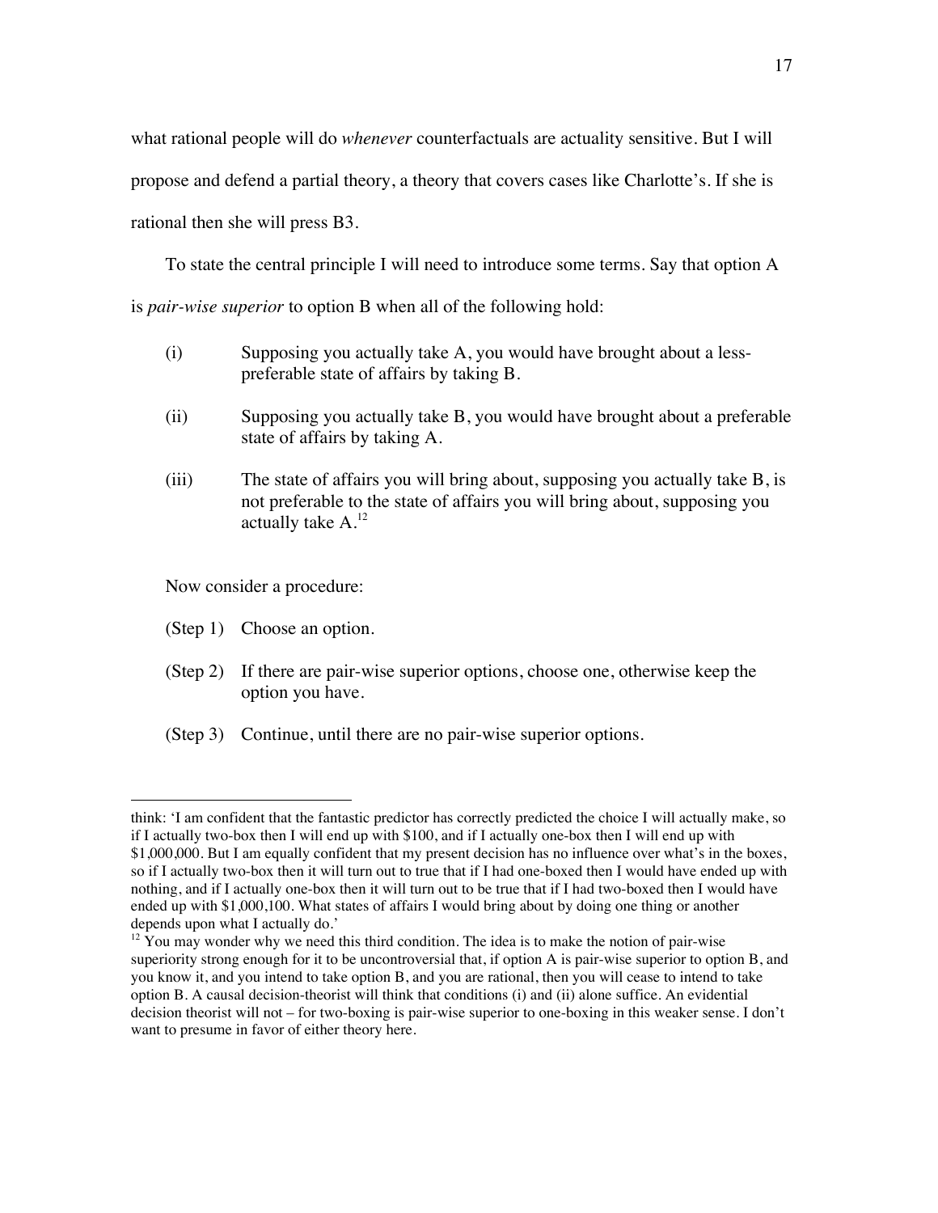what rational people will do *whenever* counterfactuals are actuality sensitive. But I will propose and defend a partial theory, a theory that covers cases like Charlotte's. If she is rational then she will press B3.

To state the central principle I will need to introduce some terms. Say that option A is *pair-wise superior* to option B when all of the following hold:

(i) Supposing you actually take A, you would have brought about a less-preferable state of affairs by taking B.

(ii) Supposing you actually take B, you would have brought about a preferable state of affairs by taking A.

(iii) The state of affairs you will bring about, supposing you actually take B, is not preferable to the state of affairs you will bring about, supposing you actually take A.[12]

Now consider a procedure:

(Step 1) Choose an option.

(Step 2) If there are pair-wise superior options, choose one, otherwise keep the option you have.

(Step 3) Continue, until there are no pair-wise superior options.

---

think: 'I am confident that the fantastic predictor has correctly predicted the choice I will actually make, so if I actually two-box then I will end up with $100, and if I actually one-box then I will end up with $1,000,000. But I am equally confident that my present decision has no influence over what's in the boxes, so if I actually two-box then it will turn out to true that if I had one-boxed then I would have ended up with nothing, and if I actually one-box then it will turn out to be true that if I had two-boxed then I would have ended up with $1,000,100. What states of affairs I would bring about by doing one thing or another depends upon what I actually do.'

[12] You may wonder why we need this third condition. The idea is to make the notion of pair-wise superiority strong enough for it to be uncontroversial that, if option A is pair-wise superior to option B, and you know it, and you intend to take option B, and you are rational, then you will cease to intend to take option B. A causal decision-theorist will think that conditions (i) and (ii) alone suffice. An evidential decision theorist will not – for two-boxing is pair-wise superior to one-boxing in this weaker sense. I don't want to presume in favor of either theory here.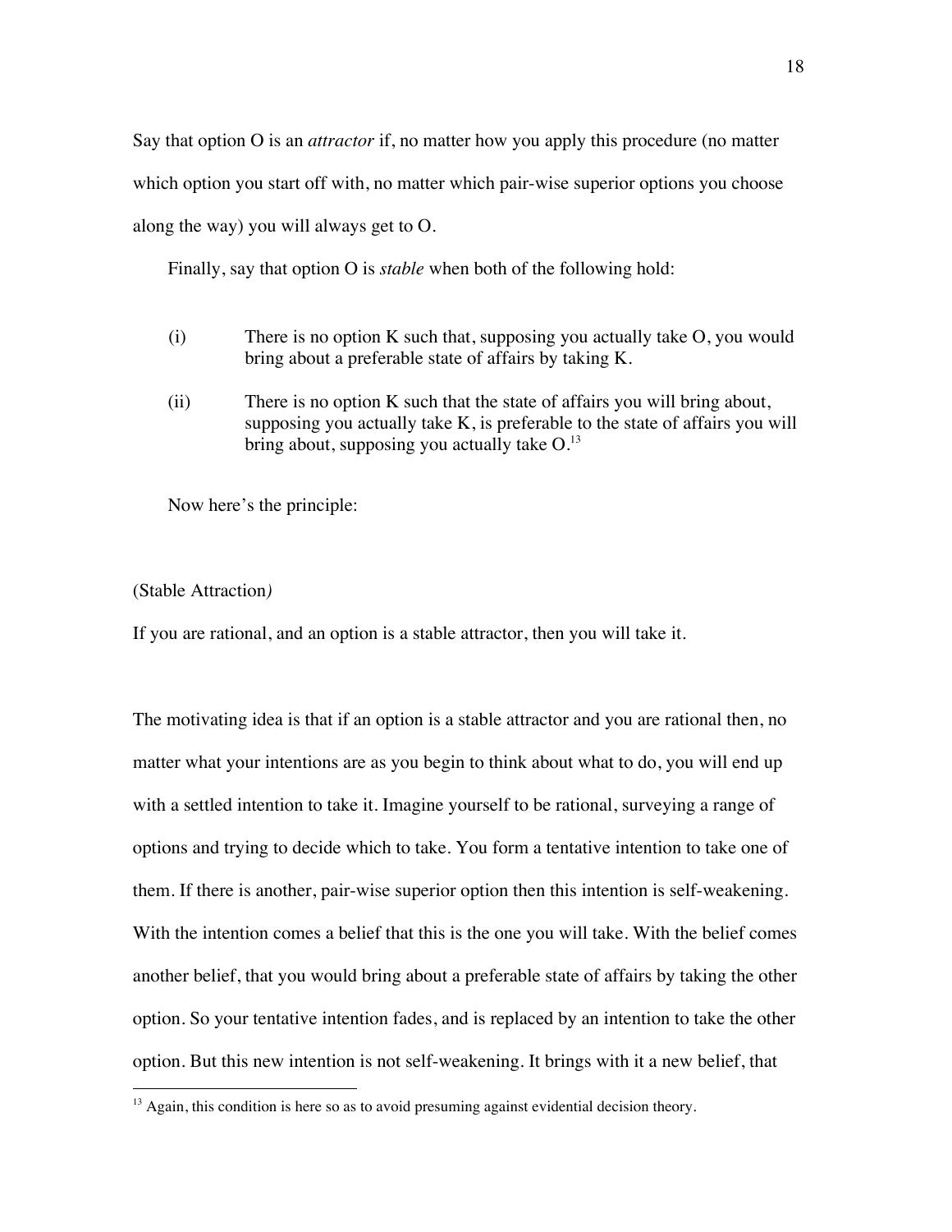Say that option O is an *attractor* if, no matter how you apply this procedure (no matter which option you start off with, no matter which pair-wise superior options you choose along the way) you will always get to O.

Finally, say that option O is *stable* when both of the following hold:

(i) There is no option K such that, supposing you actually take O, you would bring about a preferable state of affairs by taking K.

(ii) There is no option K such that the state of affairs you will bring about, supposing you actually take K, is preferable to the state of affairs you will bring about, supposing you actually take O.[13]

Now here's the principle:

(Stable Attraction)

If you are rational, and an option is a stable attractor, then you will take it.

The motivating idea is that if an option is a stable attractor and you are rational then, no matter what your intentions are as you begin to think about what to do, you will end up with a settled intention to take it. Imagine yourself to be rational, surveying a range of options and trying to decide which to take. You form a tentative intention to take one of them. If there is another, pair-wise superior option then this intention is self-weakening. With the intention comes a belief that this is the one you will take. With the belief comes another belief, that you would bring about a preferable state of affairs by taking the other option. So your tentative intention fades, and is replaced by an intention to take the other option. But this new intention is not self-weakening. It brings with it a new belief, that

[13] Again, this condition is here so as to avoid presuming against evidential decision theory.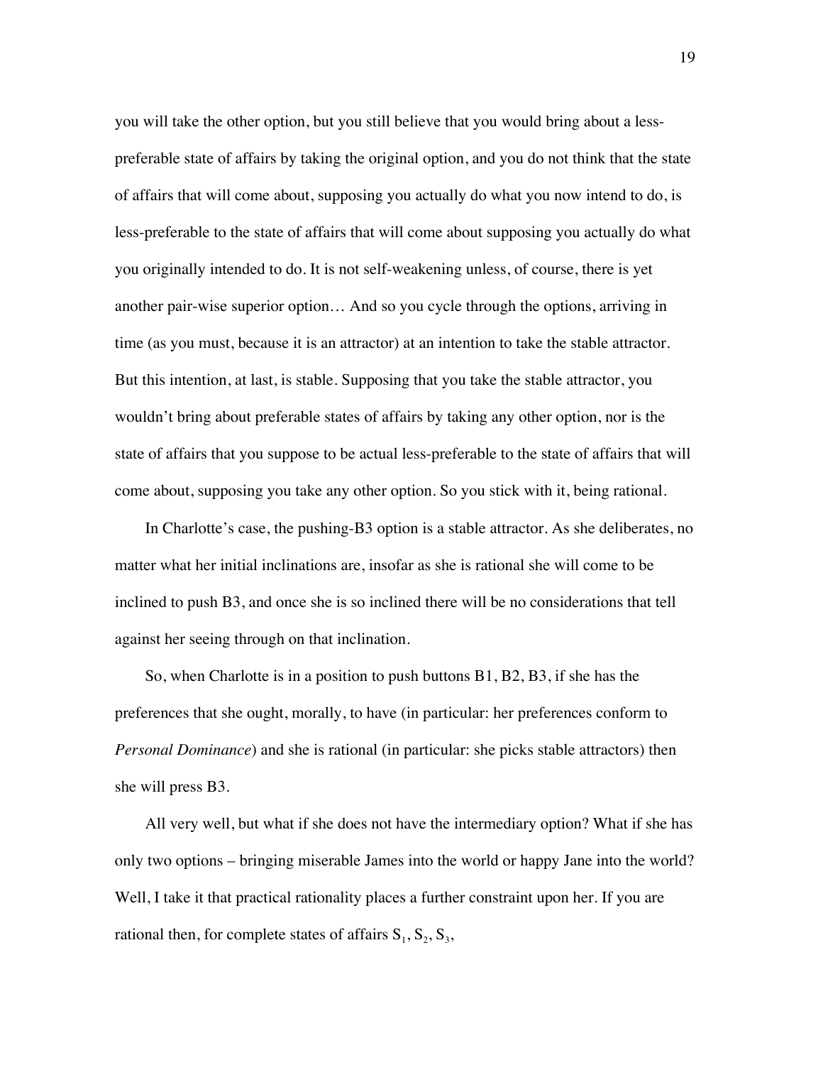you will take the other option, but you still believe that you would bring about a less-preferable state of affairs by taking the original option, and you do not think that the state of affairs that will come about, supposing you actually do what you now intend to do, is less-preferable to the state of affairs that will come about supposing you actually do what you originally intended to do. It is not self-weakening unless, of course, there is yet another pair-wise superior option… And so you cycle through the options, arriving in time (as you must, because it is an attractor) at an intention to take the stable attractor. But this intention, at last, is stable. Supposing that you take the stable attractor, you wouldn't bring about preferable states of affairs by taking any other option, nor is the state of affairs that you suppose to be actual less-preferable to the state of affairs that will come about, supposing you take any other option. So you stick with it, being rational.

In Charlotte's case, the pushing-B3 option is a stable attractor. As she deliberates, no matter what her initial inclinations are, insofar as she is rational she will come to be inclined to push B3, and once she is so inclined there will be no considerations that tell against her seeing through on that inclination.

So, when Charlotte is in a position to push buttons B1, B2, B3, if she has the preferences that she ought, morally, to have (in particular: her preferences conform to *Personal Dominance*) and she is rational (in particular: she picks stable attractors) then she will press B3.

All very well, but what if she does not have the intermediary option? What if she has only two options – bringing miserable James into the world or happy Jane into the world? Well, I take it that practical rationality places a further constraint upon her. If you are rational then, for complete states of affairs $S_1$, $S_2$, $S_3$,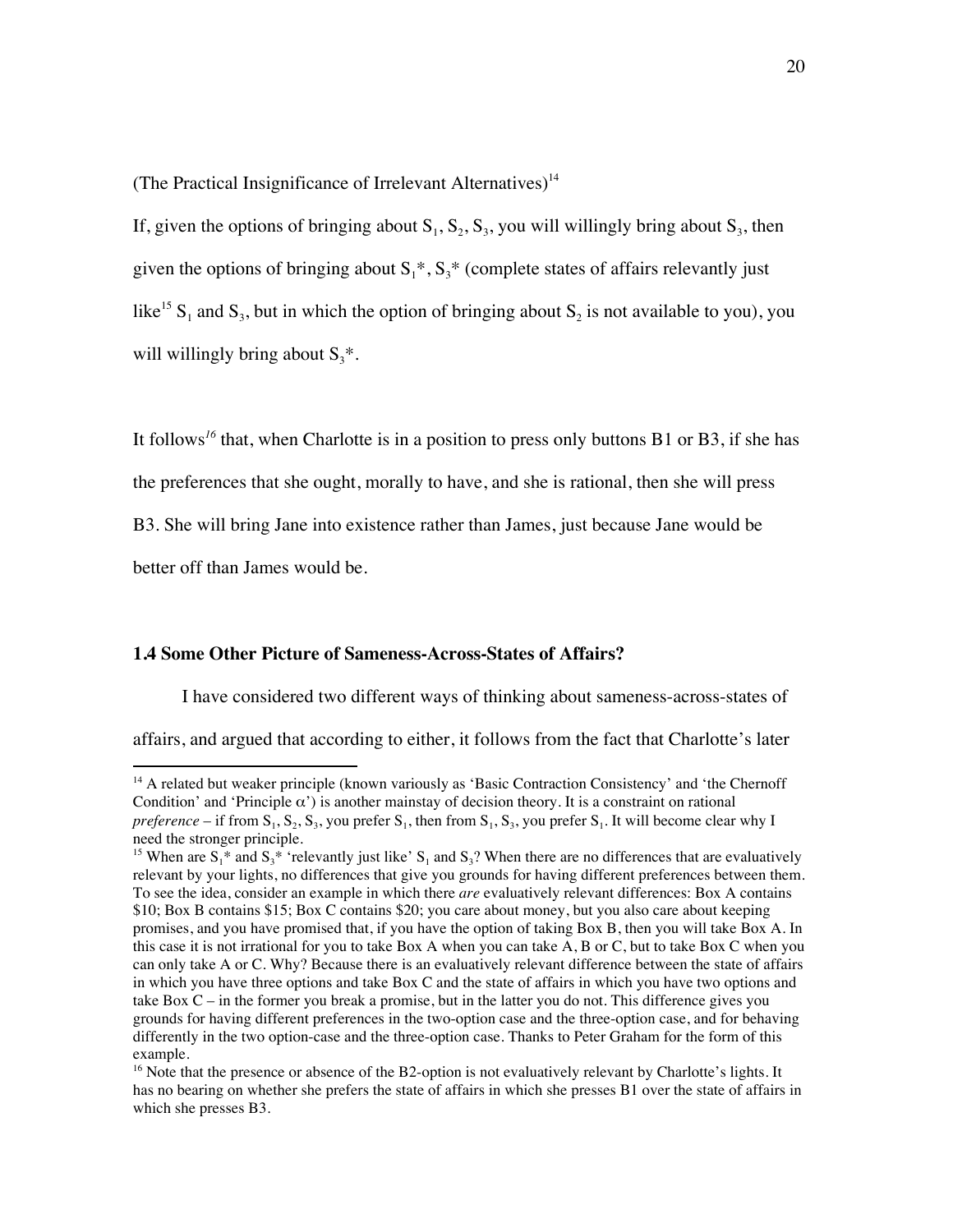(The Practical Insignificance of Irrelevant Alternatives)[14]

If, given the options of bringing about $S_1$, $S_2$, $S_3$, you will willingly bring about $S_3$, then given the options of bringing about $S_1$*, $S_3$* (complete states of affairs relevantly just like[15] $S_1$ and $S_3$, but in which the option of bringing about $S_2$ is not available to you), you will willingly bring about $S_3$*.

It follows[16] that, when Charlotte is in a position to press only buttons B1 or B3, if she has the preferences that she ought, morally to have, and she is rational, then she will press B3. She will bring Jane into existence rather than James, just because Jane would be better off than James would be.

### 1.4 Some Other Picture of Sameness-Across-States of Affairs?

I have considered two different ways of thinking about sameness-across-states of affairs, and argued that according to either, it follows from the fact that Charlotte's later

---

[14] A related but weaker principle (known variously as 'Basic Contraction Consistency' and 'the Chernoff Condition' and 'Principle $\alpha$') is another mainstay of decision theory. It is a constraint on rational *preference* – if from $S_1$, $S_2$, $S_3$, you prefer $S_1$, then from $S_1$, $S_3$, you prefer $S_1$. It will become clear why I need the stronger principle.

[15] When are $S_1$* and $S_3$* 'relevantly just like' $S_1$ and $S_3$? When there are no differences that are evaluatively relevant by your lights, no differences that give you grounds for having different preferences between them. To see the idea, consider an example in which there *are* evaluatively relevant differences: Box A contains \$10; Box B contains \$15; Box C contains \$20; you care about money, but you also care about keeping promises, and you have promised that, if you have the option of taking Box B, then you will take Box A. In this case it is not irrational for you to take Box A when you can take A, B or C, but to take Box C when you can only take A or C. Why? Because there is an evaluatively relevant difference between the state of affairs in which you have three options and take Box C and the state of affairs in which you have two options and take Box C – in the former you break a promise, but in the latter you do not. This difference gives you grounds for having different preferences in the two-option case and the three-option case, and for behaving differently in the two option-case and the three-option case. Thanks to Peter Graham for the form of this example.

[16] Note that the presence or absence of the B2-option is not evaluatively relevant by Charlotte's lights. It has no bearing on whether she prefers the state of affairs in which she presses B1 over the state of affairs in which she presses B3.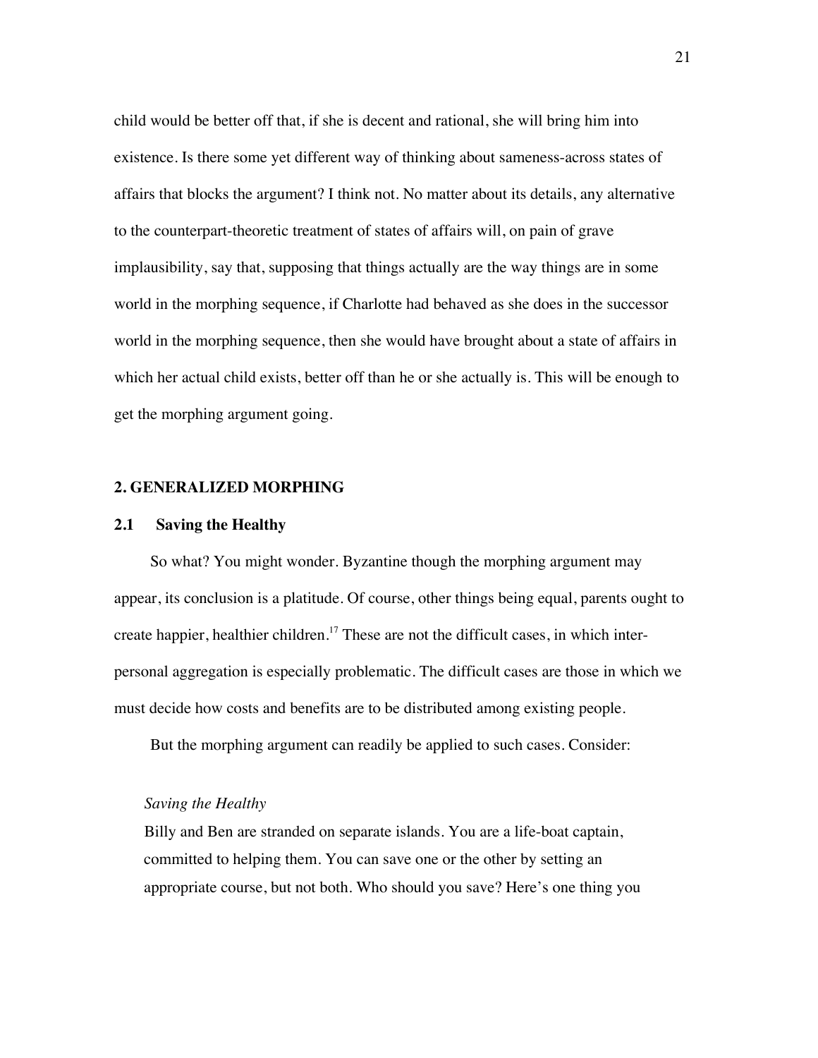child would be better off that, if she is decent and rational, she will bring him into existence. Is there some yet different way of thinking about sameness-across states of affairs that blocks the argument? I think not. No matter about its details, any alternative to the counterpart-theoretic treatment of states of affairs will, on pain of grave implausibility, say that, supposing that things actually are the way things are in some world in the morphing sequence, if Charlotte had behaved as she does in the successor world in the morphing sequence, then she would have brought about a state of affairs in which her actual child exists, better off than he or she actually is. This will be enough to get the morphing argument going.

## 2. GENERALIZED MORPHING

### 2.1 Saving the Healthy

So what? You might wonder. Byzantine though the morphing argument may appear, its conclusion is a platitude. Of course, other things being equal, parents ought to create happier, healthier children.[17] These are not the difficult cases, in which inter-personal aggregation is especially problematic. The difficult cases are those in which we must decide how costs and benefits are to be distributed among existing people.

But the morphing argument can readily be applied to such cases. Consider:

*Saving the Healthy*

Billy and Ben are stranded on separate islands. You are a life-boat captain, committed to helping them. You can save one or the other by setting an appropriate course, but not both. Who should you save? Here's one thing you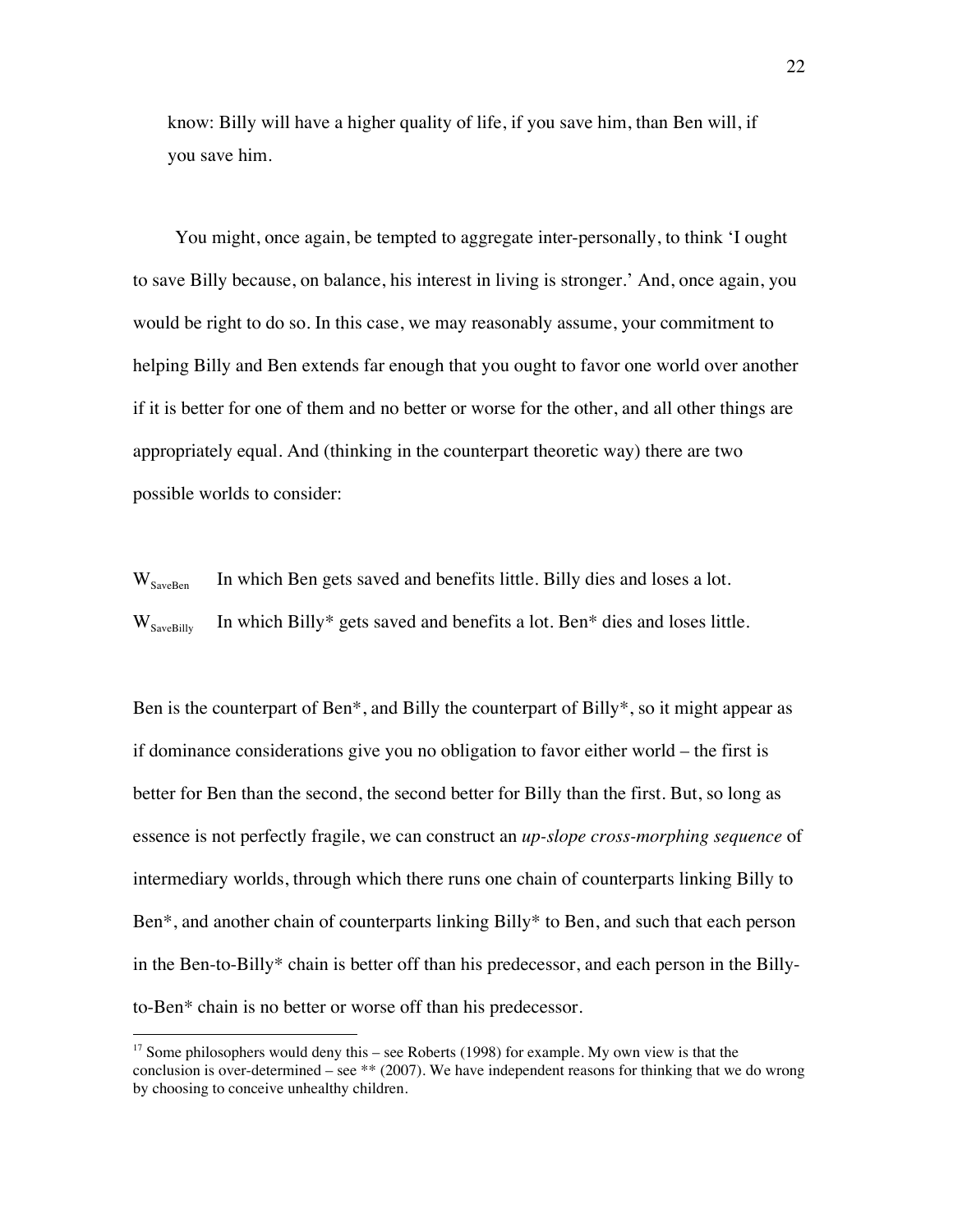know: Billy will have a higher quality of life, if you save him, than Ben will, if you save him.

You might, once again, be tempted to aggregate inter-personally, to think 'I ought to save Billy because, on balance, his interest in living is stronger.' And, once again, you would be right to do so. In this case, we may reasonably assume, your commitment to helping Billy and Ben extends far enough that you ought to favor one world over another if it is better for one of them and no better or worse for the other, and all other things are appropriately equal. And (thinking in the counterpart theoretic way) there are two possible worlds to consider:

$W_{SaveBen}$ In which Ben gets saved and benefits little. Billy dies and loses a lot.

$W_{SaveBilly}$ In which Billy* gets saved and benefits a lot. Ben* dies and loses little.

Ben is the counterpart of Ben*, and Billy the counterpart of Billy*, so it might appear as if dominance considerations give you no obligation to favor either world – the first is better for Ben than the second, the second better for Billy than the first. But, so long as essence is not perfectly fragile, we can construct an *up-slope cross-morphing sequence* of intermediary worlds, through which there runs one chain of counterparts linking Billy to Ben*, and another chain of counterparts linking Billy* to Ben, and such that each person in the Ben-to-Billy* chain is better off than his predecessor, and each person in the Billy-to-Ben* chain is no better or worse off than his predecessor.

[17] Some philosophers would deny this – see Roberts (1998) for example. My own view is that the conclusion is over-determined – see ** (2007). We have independent reasons for thinking that we do wrong by choosing to conceive unhealthy children.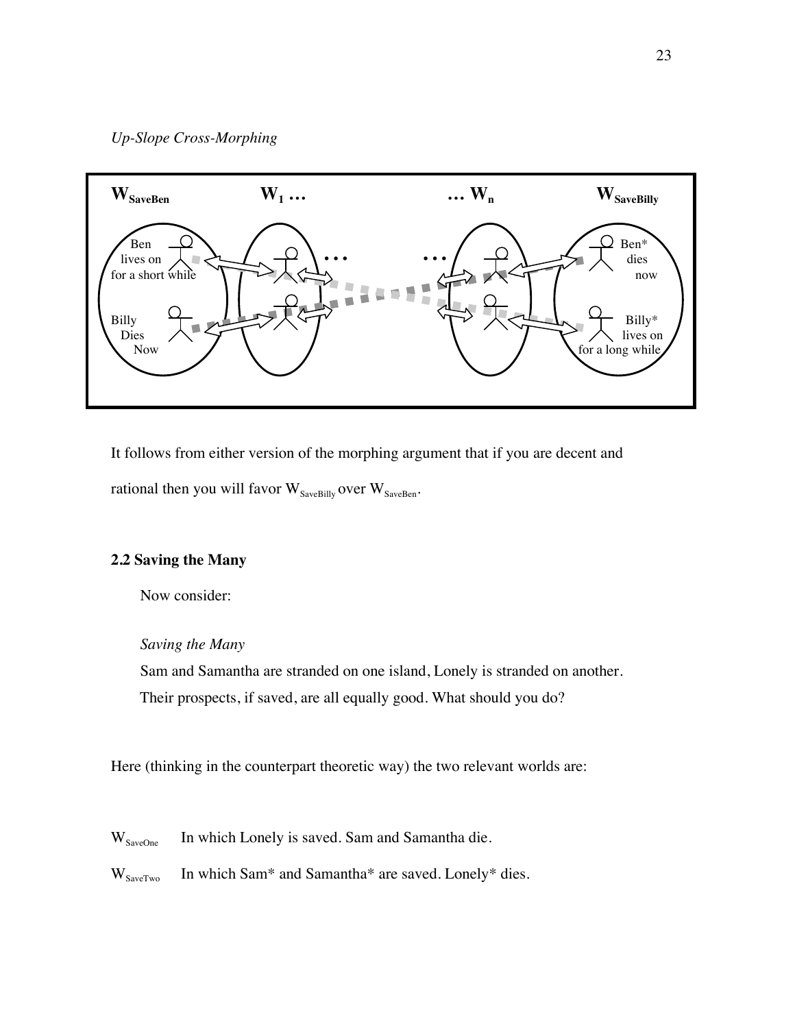*Up-Slope Cross-Morphing*

$\mathbf{W_{SaveBen}}$ $\mathbf{W_1 \ldots}$ $\mathbf{\ldots W_n}$ $\mathbf{W_{SaveBilly}}$

Ben lives on for a short while

Billy Dies Now

Ben* dies now

Billy* lives on for a long while

It follows from either version of the morphing argument that if you are decent and rational then you will favor $W_{SaveBilly}$ over $W_{SaveBen}$.

## 2.2 Saving the Many

Now consider:

> *Saving the Many*
>
> Sam and Samantha are stranded on one island, Lonely is stranded on another. Their prospects, if saved, are all equally good. What should you do?

Here (thinking in the counterpart theoretic way) the two relevant worlds are:

$W_{SaveOne}$ In which Lonely is saved. Sam and Samantha die.

$W_{SaveTwo}$ In which Sam* and Samantha* are saved. Lonely* dies.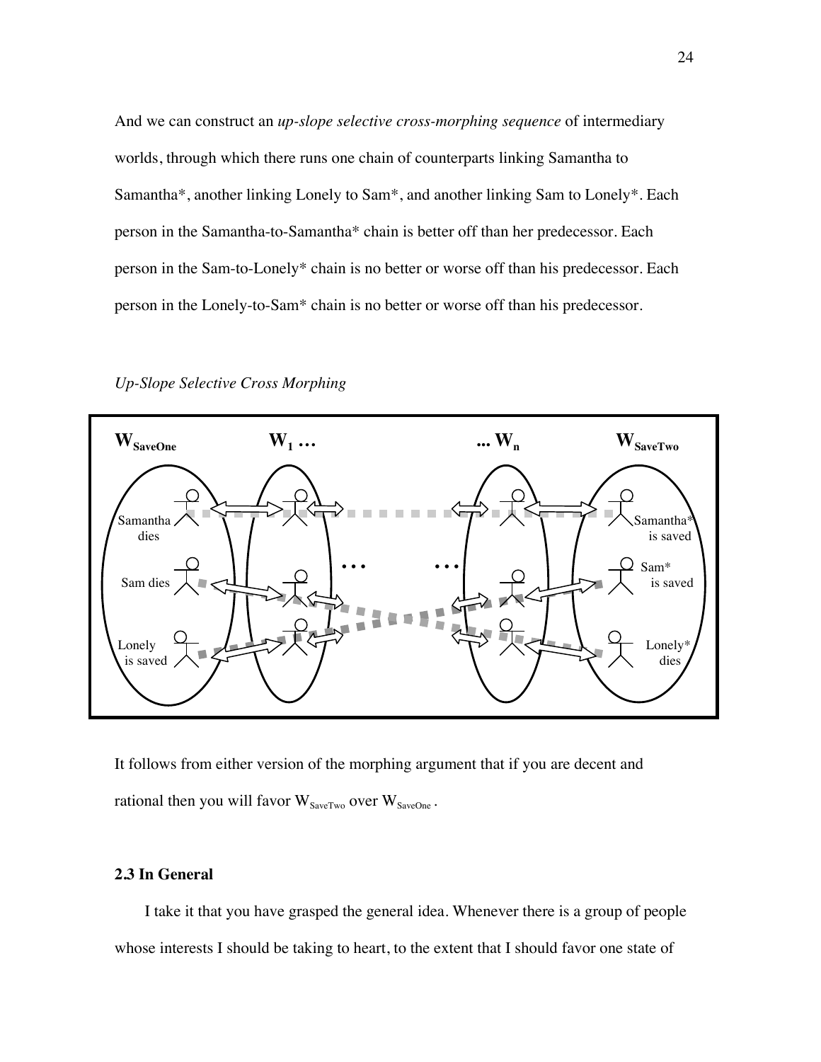And we can construct an *up-slope selective cross-morphing sequence* of intermediary worlds, through which there runs one chain of counterparts linking Samantha to Samantha*, another linking Lonely to Sam*, and another linking Sam to Lonely*. Each person in the Samantha-to-Samantha* chain is better off than her predecessor. Each person in the Sam-to-Lonely* chain is no better or worse off than his predecessor. Each person in the Lonely-to-Sam* chain is no better or worse off than his predecessor.

*Up-Slope Selective Cross Morphing*

It follows from either version of the morphing argument that if you are decent and rational then you will favor $W_{SaveTwo}$ over $W_{SaveOne}$ .

### 2.3 In General

I take it that you have grasped the general idea. Whenever there is a group of people whose interests I should be taking to heart, to the extent that I should favor one state of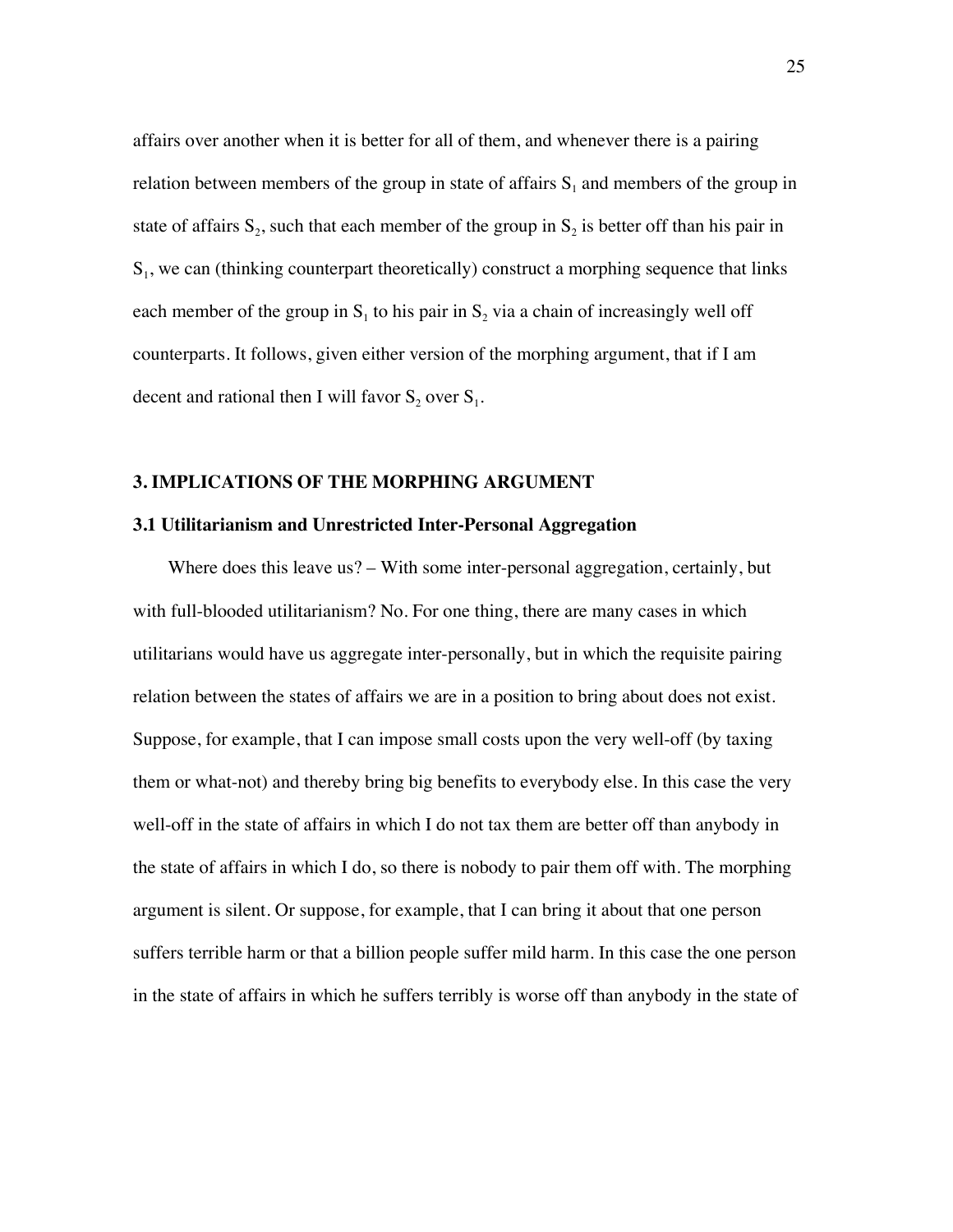affairs over another when it is better for all of them, and whenever there is a pairing relation between members of the group in state of affairs $S_1$ and members of the group in state of affairs $S_2$, such that each member of the group in $S_2$ is better off than his pair in $S_1$, we can (thinking counterpart theoretically) construct a morphing sequence that links each member of the group in $S_1$ to his pair in $S_2$ via a chain of increasingly well off counterparts. It follows, given either version of the morphing argument, that if I am decent and rational then I will favor $S_2$ over $S_1$.

## 3. IMPLICATIONS OF THE MORPHING ARGUMENT

### 3.1 Utilitarianism and Unrestricted Inter-Personal Aggregation

Where does this leave us? – With some inter-personal aggregation, certainly, but with full-blooded utilitarianism? No. For one thing, there are many cases in which utilitarians would have us aggregate inter-personally, but in which the requisite pairing relation between the states of affairs we are in a position to bring about does not exist. Suppose, for example, that I can impose small costs upon the very well-off (by taxing them or what-not) and thereby bring big benefits to everybody else. In this case the very well-off in the state of affairs in which I do not tax them are better off than anybody in the state of affairs in which I do, so there is nobody to pair them off with. The morphing argument is silent. Or suppose, for example, that I can bring it about that one person suffers terrible harm or that a billion people suffer mild harm. In this case the one person in the state of affairs in which he suffers terribly is worse off than anybody in the state of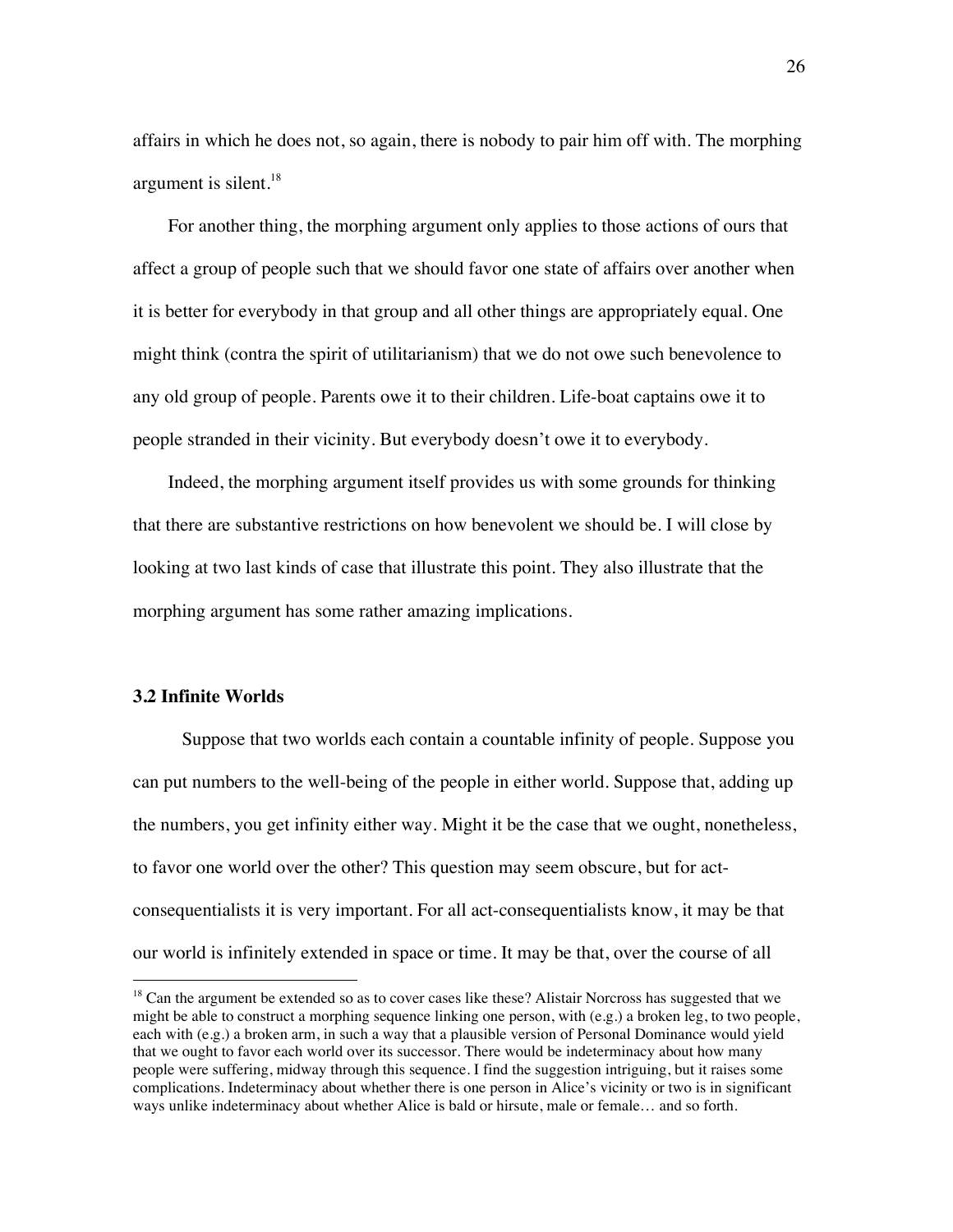affairs in which he does not, so again, there is nobody to pair him off with. The morphing argument is silent.[18]

For another thing, the morphing argument only applies to those actions of ours that affect a group of people such that we should favor one state of affairs over another when it is better for everybody in that group and all other things are appropriately equal. One might think (contra the spirit of utilitarianism) that we do not owe such benevolence to any old group of people. Parents owe it to their children. Life-boat captains owe it to people stranded in their vicinity. But everybody doesn't owe it to everybody.

Indeed, the morphing argument itself provides us with some grounds for thinking that there are substantive restrictions on how benevolent we should be. I will close by looking at two last kinds of case that illustrate this point. They also illustrate that the morphing argument has some rather amazing implications.

### 3.2 Infinite Worlds

Suppose that two worlds each contain a countable infinity of people. Suppose you can put numbers to the well-being of the people in either world. Suppose that, adding up the numbers, you get infinity either way. Might it be the case that we ought, nonetheless, to favor one world over the other? This question may seem obscure, but for act-consequentialists it is very important. For all act-consequentialists know, it may be that our world is infinitely extended in space or time. It may be that, over the course of all

---

[18] Can the argument be extended so as to cover cases like these? Alistair Norcross has suggested that we might be able to construct a morphing sequence linking one person, with (e.g.) a broken leg, to two people, each with (e.g.) a broken arm, in such a way that a plausible version of Personal Dominance would yield that we ought to favor each world over its successor. There would be indeterminacy about how many people were suffering, midway through this sequence. I find the suggestion intriguing, but it raises some complications. Indeterminacy about whether there is one person in Alice's vicinity or two is in significant ways unlike indeterminacy about whether Alice is bald or hirsute, male or female… and so forth.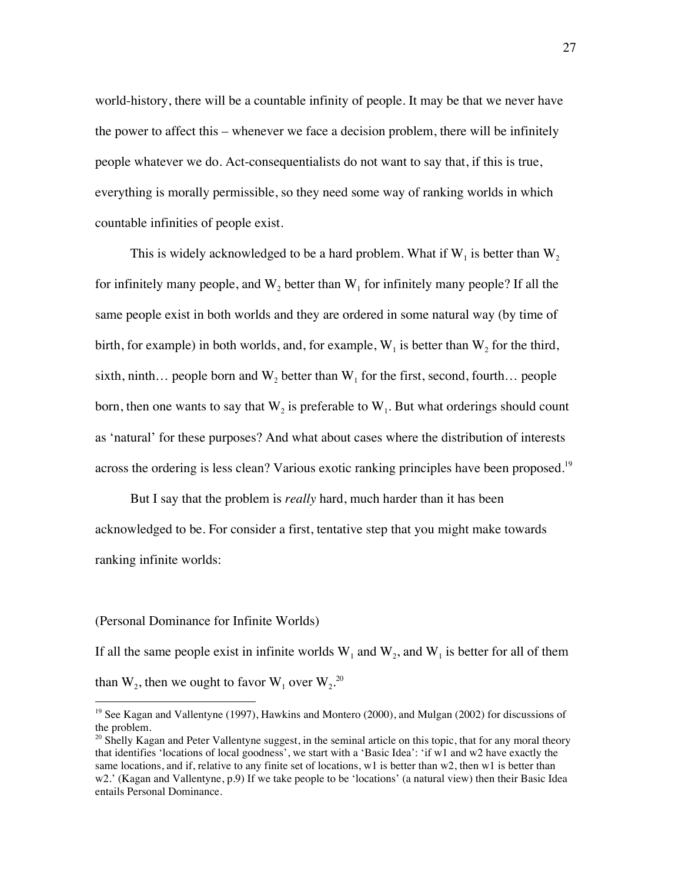world-history, there will be a countable infinity of people. It may be that we never have the power to affect this – whenever we face a decision problem, there will be infinitely people whatever we do. Act-consequentialists do not want to say that, if this is true, everything is morally permissible, so they need some way of ranking worlds in which countable infinities of people exist.

This is widely acknowledged to be a hard problem. What if $W_1$ is better than $W_2$ for infinitely many people, and $W_2$ better than $W_1$ for infinitely many people? If all the same people exist in both worlds and they are ordered in some natural way (by time of birth, for example) in both worlds, and, for example, $W_1$ is better than $W_2$ for the third, sixth, ninth… people born and $W_2$ better than $W_1$ for the first, second, fourth… people born, then one wants to say that $W_2$ is preferable to $W_1$. But what orderings should count as 'natural' for these purposes? And what about cases where the distribution of interests across the ordering is less clean? Various exotic ranking principles have been proposed.[19]

But I say that the problem is *really* hard, much harder than it has been acknowledged to be. For consider a first, tentative step that you might make towards ranking infinite worlds:

(Personal Dominance for Infinite Worlds)

If all the same people exist in infinite worlds $W_1$ and $W_2$, and $W_1$ is better for all of them than $W_2$, then we ought to favor $W_1$ over $W_2$.[20]

[19] See Kagan and Vallentyne (1997), Hawkins and Montero (2000), and Mulgan (2002) for discussions of the problem.

[20] Shelly Kagan and Peter Vallentyne suggest, in the seminal article on this topic, that for any moral theory that identifies 'locations of local goodness', we start with a 'Basic Idea': 'if w1 and w2 have exactly the same locations, and if, relative to any finite set of locations, w1 is better than w2, then w1 is better than w2.' (Kagan and Vallentyne, p.9) If we take people to be 'locations' (a natural view) then their Basic Idea entails Personal Dominance.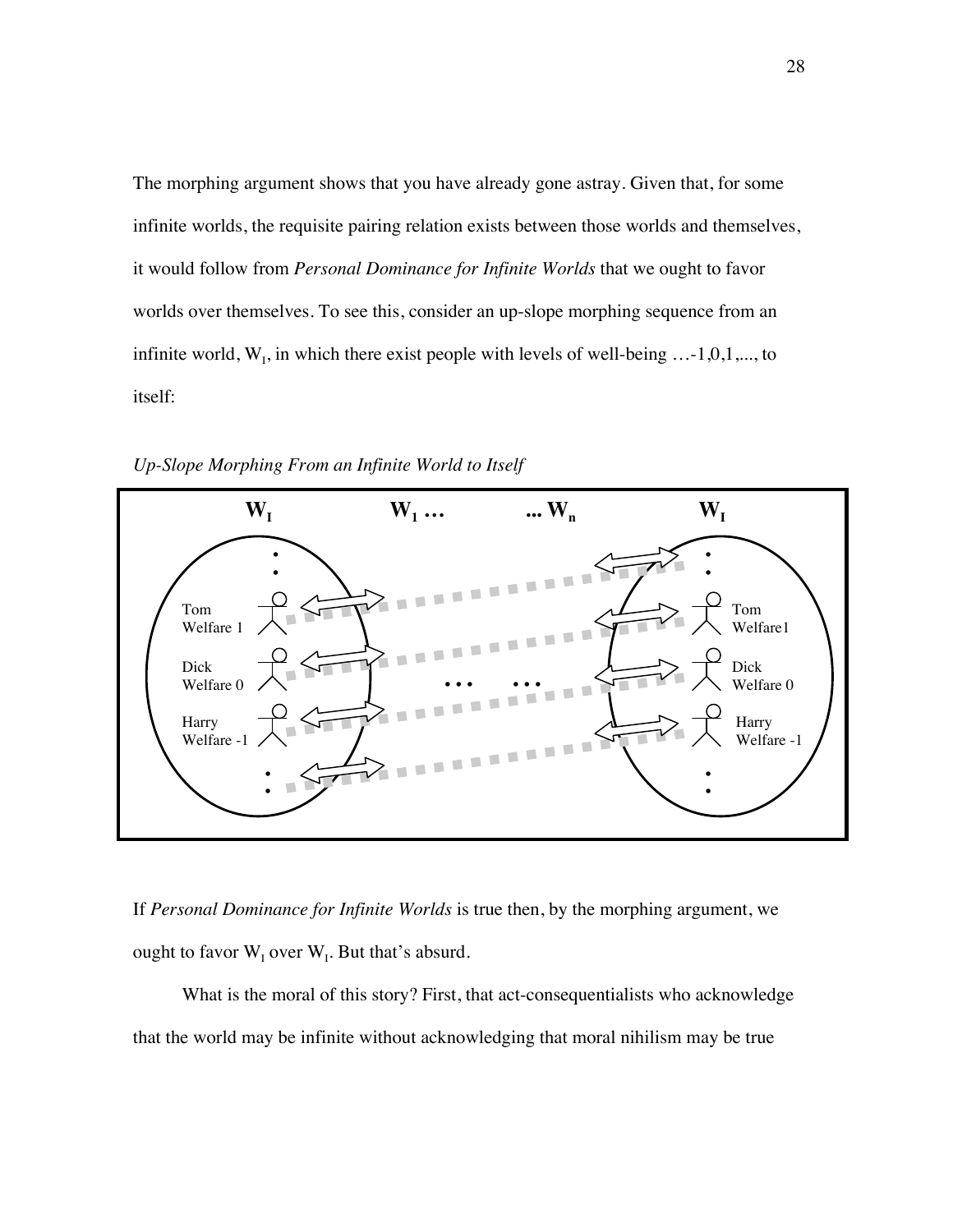The morphing argument shows that you have already gone astray. Given that, for some infinite worlds, the requisite pairing relation exists between those worlds and themselves, it would follow from *Personal Dominance for Infinite Worlds* that we ought to favor worlds over themselves. To see this, consider an up-slope morphing sequence from an infinite world, $W_I$, in which there exist people with levels of well-being …-1,0,1,..., to itself:

*Up-Slope Morphing From an Infinite World to Itself*

| $W_I$ | $W_1$ … | ... $W_n$ | $W_I$ |
|---|---|---|---|
| ⋮ | | | ⋮ |
| Tom Welfare 1 | | | Tom Welfare1 |
| Dick Welfare 0 | … | … | Dick Welfare 0 |
| Harry Welfare -1 | | | Harry Welfare -1 |
| ⋮ | | | ⋮ |

If *Personal Dominance for Infinite Worlds* is true then, by the morphing argument, we ought to favor $W_I$ over $W_I$. But that's absurd.

What is the moral of this story? First, that act-consequentialists who acknowledge that the world may be infinite without acknowledging that moral nihilism may be true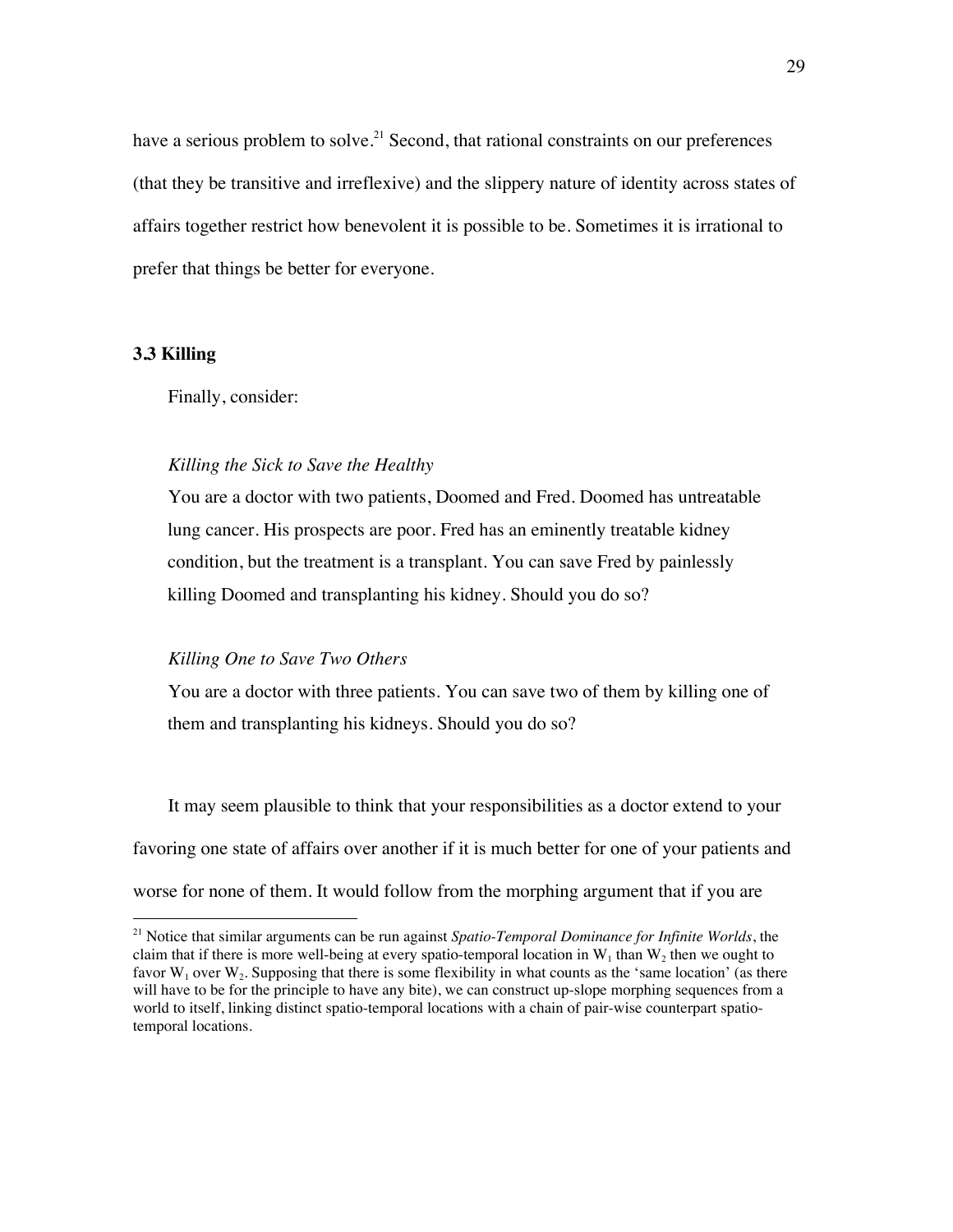have a serious problem to solve.[21] Second, that rational constraints on our preferences (that they be transitive and irreflexive) and the slippery nature of identity across states of affairs together restrict how benevolent it is possible to be. Sometimes it is irrational to prefer that things be better for everyone.

### 3.3 Killing

Finally, consider:

> *Killing the Sick to Save the Healthy*
>
> You are a doctor with two patients, Doomed and Fred. Doomed has untreatable lung cancer. His prospects are poor. Fred has an eminently treatable kidney condition, but the treatment is a transplant. You can save Fred by painlessly killing Doomed and transplanting his kidney. Should you do so?

> *Killing One to Save Two Others*
>
> You are a doctor with three patients. You can save two of them by killing one of them and transplanting his kidneys. Should you do so?

It may seem plausible to think that your responsibilities as a doctor extend to your favoring one state of affairs over another if it is much better for one of your patients and worse for none of them. It would follow from the morphing argument that if you are

---

[21] Notice that similar arguments can be run against *Spatio-Temporal Dominance for Infinite Worlds*, the claim that if there is more well-being at every spatio-temporal location in $W_1$ than $W_2$ then we ought to favor $W_1$ over $W_2$. Supposing that there is some flexibility in what counts as the 'same location' (as there will have to be for the principle to have any bite), we can construct up-slope morphing sequences from a world to itself, linking distinct spatio-temporal locations with a chain of pair-wise counterpart spatio-temporal locations.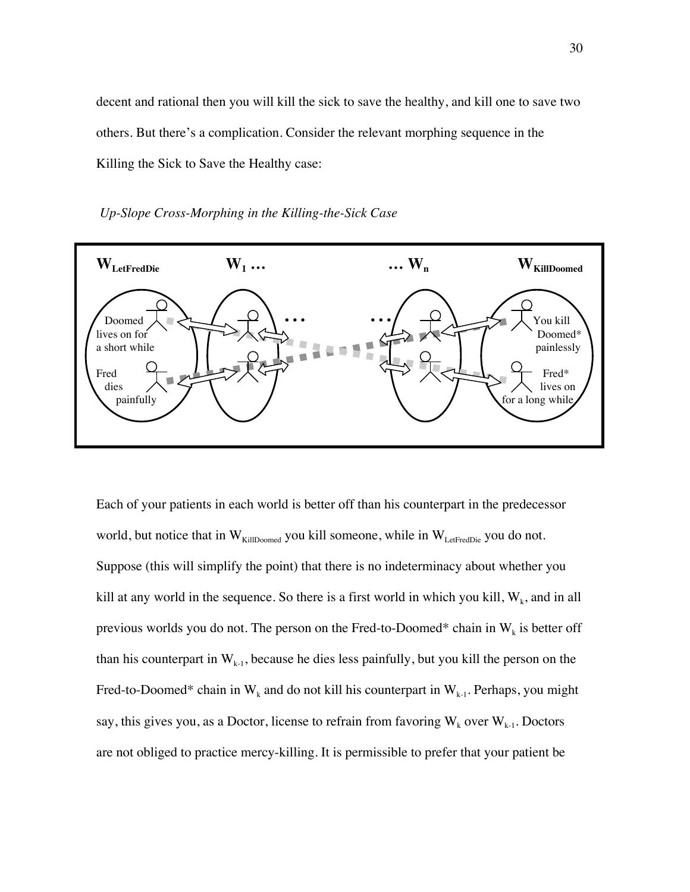decent and rational then you will kill the sick to save the healthy, and kill one to save two others. But there's a complication. Consider the relevant morphing sequence in the Killing the Sick to Save the Healthy case:

*Up-Slope Cross-Morphing in the Killing-the-Sick Case*

| $W_{LetFredDie}$ | $W_1$ … | … $W_n$ | $W_{KillDoomed}$ |
|---|---|---|---|
| Doomed lives on for a short while | | | You kill Doomed* painlessly |
| Fred dies painfully | | | Fred* lives on for a long while |

Each of your patients in each world is better off than his counterpart in the predecessor world, but notice that in $W_{KillDoomed}$ you kill someone, while in $W_{LetFredDie}$ you do not. Suppose (this will simplify the point) that there is no indeterminacy about whether you kill at any world in the sequence. So there is a first world in which you kill, $W_k$, and in all previous worlds you do not. The person on the Fred-to-Doomed* chain in $W_k$ is better off than his counterpart in $W_{k-1}$, because he dies less painfully, but you kill the person on the Fred-to-Doomed* chain in $W_k$ and do not kill his counterpart in $W_{k-1}$. Perhaps, you might say, this gives you, as a Doctor, license to refrain from favoring $W_k$ over $W_{k-1}$. Doctors are not obliged to practice mercy-killing. It is permissible to prefer that your patient be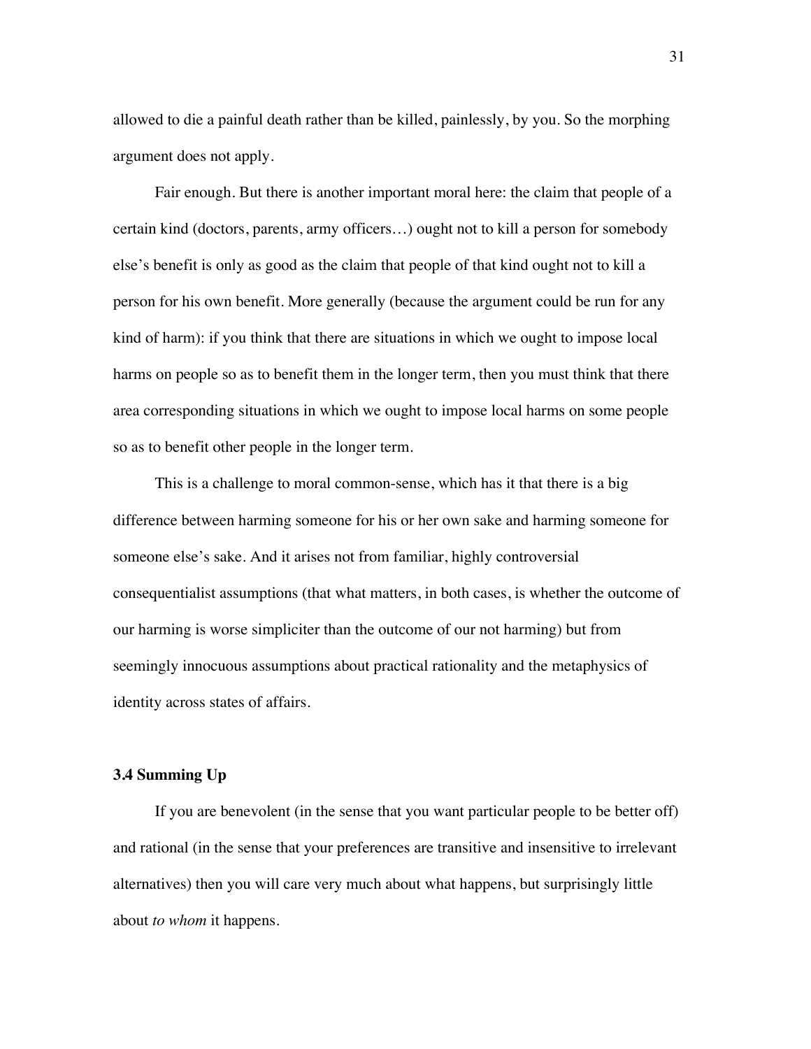allowed to die a painful death rather than be killed, painlessly, by you. So the morphing argument does not apply.

Fair enough. But there is another important moral here: the claim that people of a certain kind (doctors, parents, army officers…) ought not to kill a person for somebody else's benefit is only as good as the claim that people of that kind ought not to kill a person for his own benefit. More generally (because the argument could be run for any kind of harm): if you think that there are situations in which we ought to impose local harms on people so as to benefit them in the longer term, then you must think that there area corresponding situations in which we ought to impose local harms on some people so as to benefit other people in the longer term.

This is a challenge to moral common-sense, which has it that there is a big difference between harming someone for his or her own sake and harming someone for someone else's sake. And it arises not from familiar, highly controversial consequentialist assumptions (that what matters, in both cases, is whether the outcome of our harming is worse simpliciter than the outcome of our not harming) but from seemingly innocuous assumptions about practical rationality and the metaphysics of identity across states of affairs.

### 3.4 Summing Up

If you are benevolent (in the sense that you want particular people to be better off) and rational (in the sense that your preferences are transitive and insensitive to irrelevant alternatives) then you will care very much about what happens, but surprisingly little about *to whom* it happens.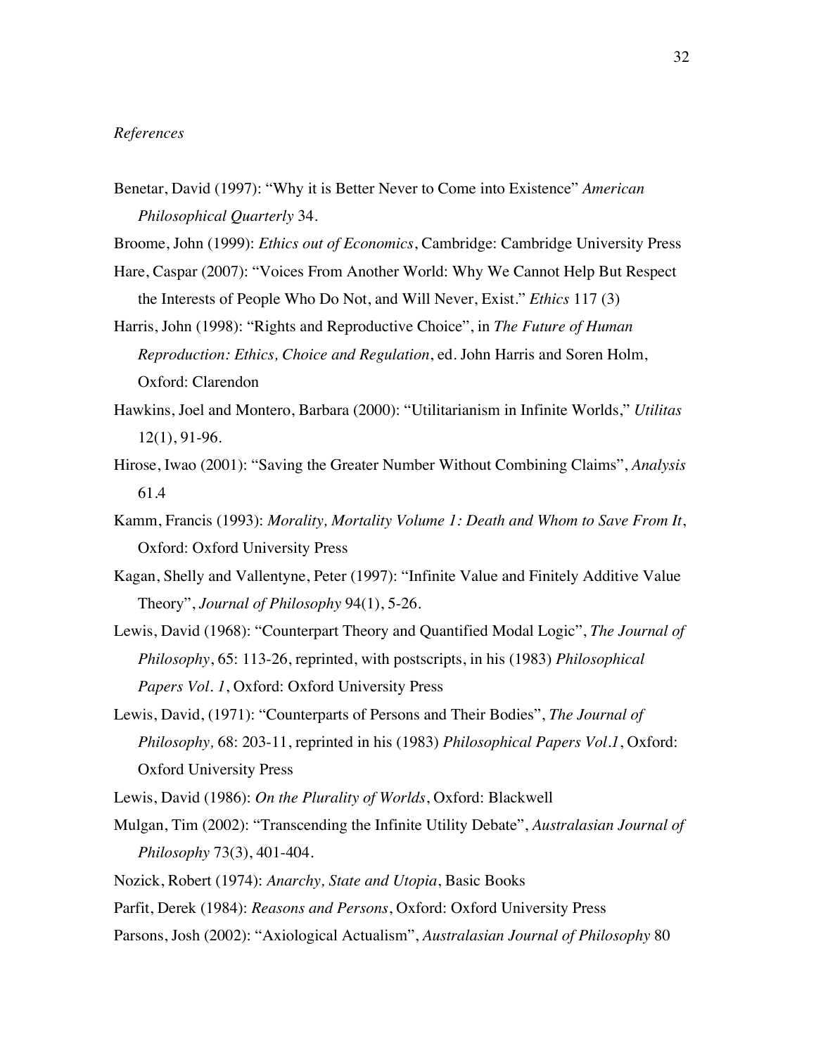*References*

Benetar, David (1997): “Why it is Better Never to Come into Existence” *American Philosophical Quarterly* 34.

Broome, John (1999): *Ethics out of Economics*, Cambridge: Cambridge University Press

Hare, Caspar (2007): “Voices From Another World: Why We Cannot Help But Respect the Interests of People Who Do Not, and Will Never, Exist.” *Ethics* 117 (3)

Harris, John (1998): “Rights and Reproductive Choice”, in *The Future of Human Reproduction: Ethics, Choice and Regulation*, ed. John Harris and Soren Holm, Oxford: Clarendon

Hawkins, Joel and Montero, Barbara (2000): “Utilitarianism in Infinite Worlds,” *Utilitas* 12(1), 91-96.

Hirose, Iwao (2001): “Saving the Greater Number Without Combining Claims”, *Analysis* 61.4

Kamm, Francis (1993): *Morality, Mortality Volume 1: Death and Whom to Save From It*, Oxford: Oxford University Press

Kagan, Shelly and Vallentyne, Peter (1997): “Infinite Value and Finitely Additive Value Theory”, *Journal of Philosophy* 94(1), 5-26.

Lewis, David (1968): “Counterpart Theory and Quantified Modal Logic”, *The Journal of Philosophy*, 65: 113-26, reprinted, with postscripts, in his (1983) *Philosophical Papers Vol. 1*, Oxford: Oxford University Press

Lewis, David, (1971): “Counterparts of Persons and Their Bodies”, *The Journal of Philosophy,* 68: 203-11, reprinted in his (1983) *Philosophical Papers Vol.1*, Oxford: Oxford University Press

Lewis, David (1986): *On the Plurality of Worlds*, Oxford: Blackwell

Mulgan, Tim (2002): “Transcending the Infinite Utility Debate”, *Australasian Journal of Philosophy* 73(3), 401-404.

Nozick, Robert (1974): *Anarchy, State and Utopia*, Basic Books

Parfit, Derek (1984): *Reasons and Persons*, Oxford: Oxford University Press

Parsons, Josh (2002): “Axiological Actualism”, *Australasian Journal of Philosophy* 80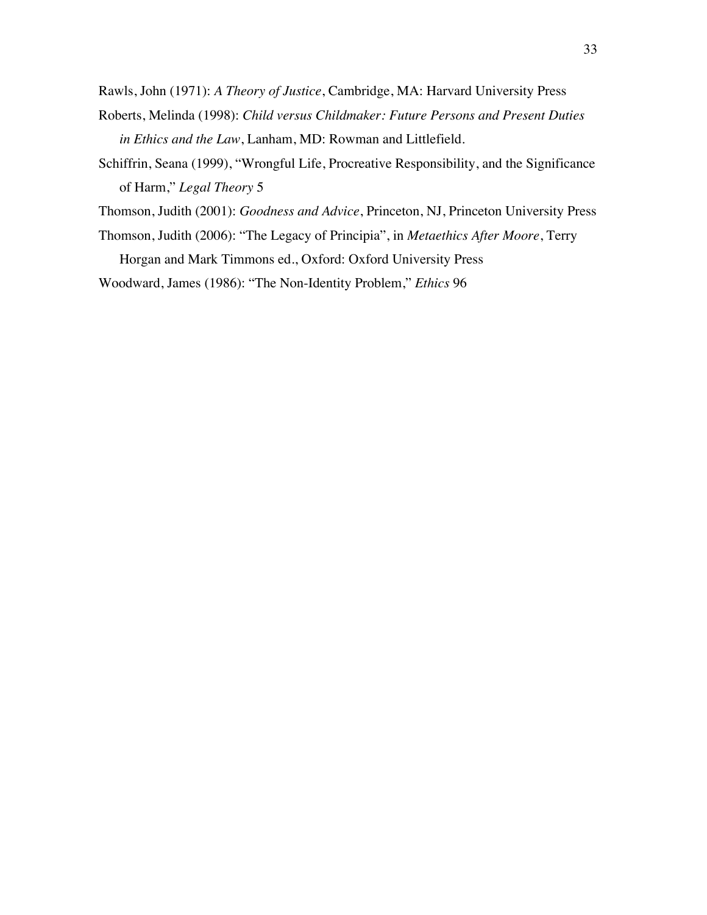Rawls, John (1971): *A Theory of Justice*, Cambridge, MA: Harvard University Press

Roberts, Melinda (1998): *Child versus Childmaker: Future Persons and Present Duties in Ethics and the Law*, Lanham, MD: Rowman and Littlefield.

Schiffrin, Seana (1999), "Wrongful Life, Procreative Responsibility, and the Significance of Harm," *Legal Theory* 5

Thomson, Judith (2001): *Goodness and Advice*, Princeton, NJ, Princeton University Press

Thomson, Judith (2006): "The Legacy of Principia", in *Metaethics After Moore*, Terry Horgan and Mark Timmons ed., Oxford: Oxford University Press

Woodward, James (1986): "The Non-Identity Problem," *Ethics* 96